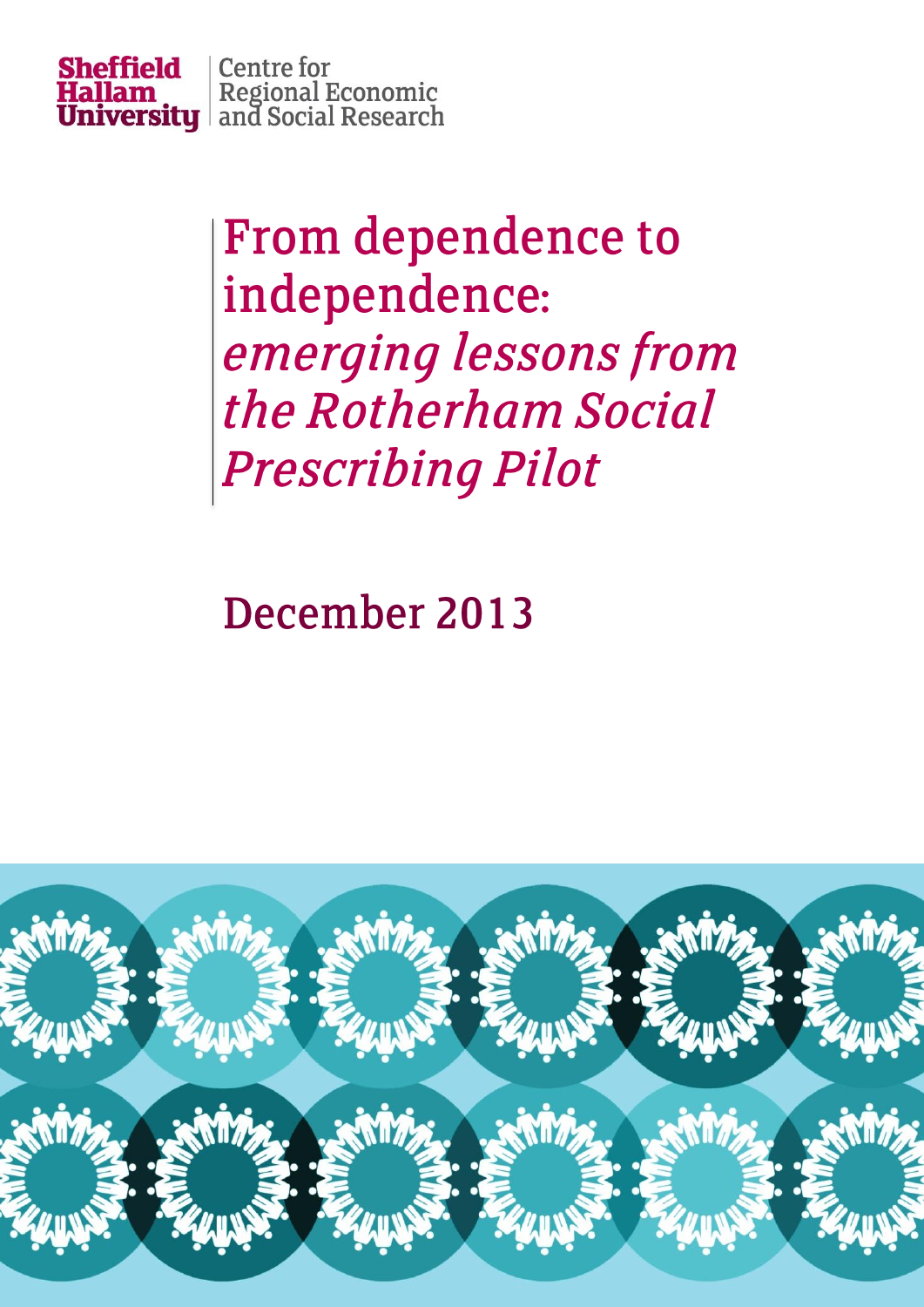Sheffield Hallam University | Centre for Regional Economic and Social Research

# From dependence to independence: *emerging lessons from the Rotherham Social Prescribing Pilot*

## December 2013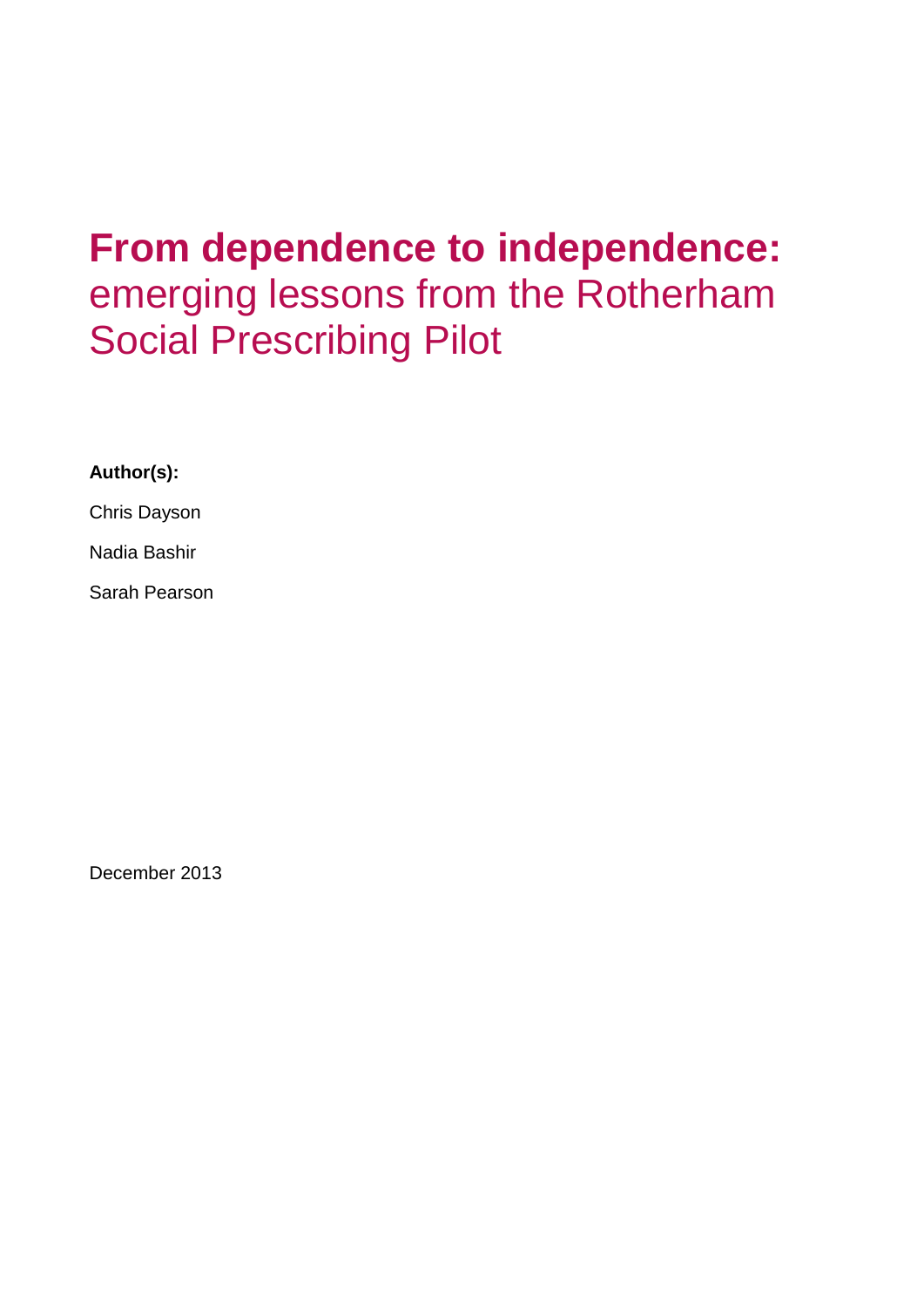# **From dependence to independence:** emerging lessons from the Rotherham Social Prescribing Pilot

**Author(s):**

Chris Dayson

Nadia Bashir

Sarah Pearson

December 2013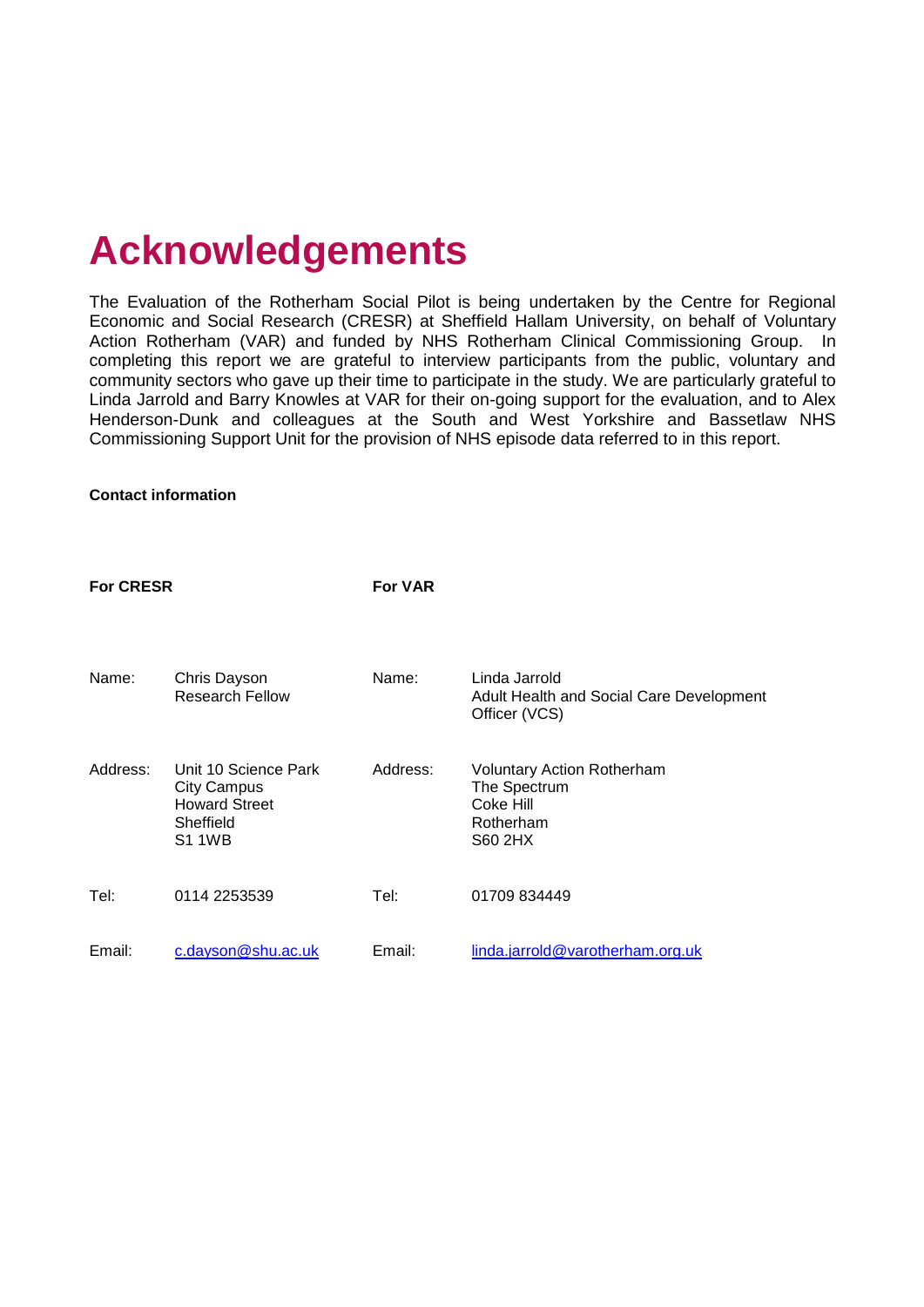# Acknowledgements

The Evaluation of the Rotherham Social Pilot is being undertaken by the Centre for Regional Economic and Social Research (CRESR) at Sheffield Hallam University, on behalf of Voluntary Action Rotherham (VAR) and funded by NHS Rotherham Clinical Commissioning Group. In completing this report we are grateful to interview participants from the public, voluntary and community sectors who gave up their time to participate in the study. We are particularly grateful to Linda Jarrold and Barry Knowles at VAR for their on-going support for the evaluation, and to Alex Henderson-Dunk and colleagues at the South and West Yorkshire and Bassetlaw NHS Commissioning Support Unit for the provision of NHS episode data referred to in this report.

**Contact information**

| **For CRESR** | | **For VAR** | |
|---|---|---|---|
| Name: | Chris Dayson<br>Research Fellow | Name: | Linda Jarrold<br>Adult Health and Social Care Development Officer (VCS) |
| Address: | Unit 10 Science Park<br>City Campus<br>Howard Street<br>Sheffield<br>S1 1WB | Address: | Voluntary Action Rotherham<br>The Spectrum<br>Coke Hill<br>Rotherham<br>S60 2HX |
| Tel: | 0114 2253539 | Tel: | 01709 834449 |
| Email: | c.dayson@shu.ac.uk | Email: | linda.jarrold@varotherham.org.uk |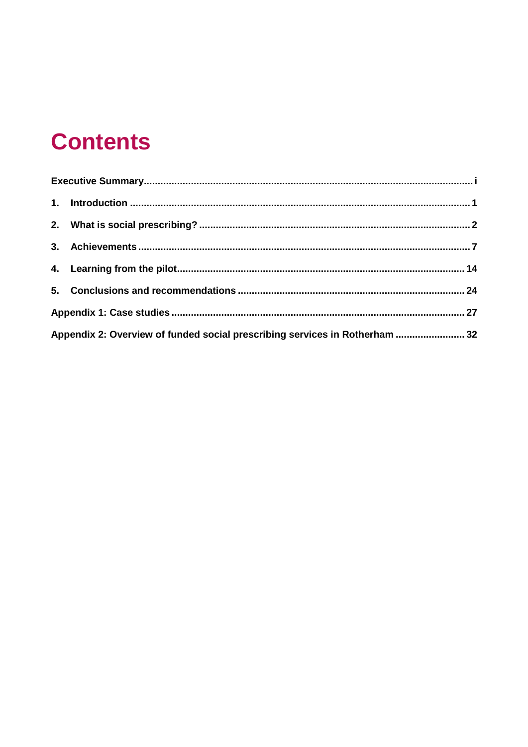# Contents

**Executive Summary** .......... i

**1. Introduction** .......... 1

**2. What is social prescribing?** .......... 2

**3. Achievements** .......... 7

**4. Learning from the pilot** .......... 14

**5. Conclusions and recommendations** .......... 24

**Appendix 1: Case studies** .......... 27

**Appendix 2: Overview of funded social prescribing services in Rotherham** .......... 32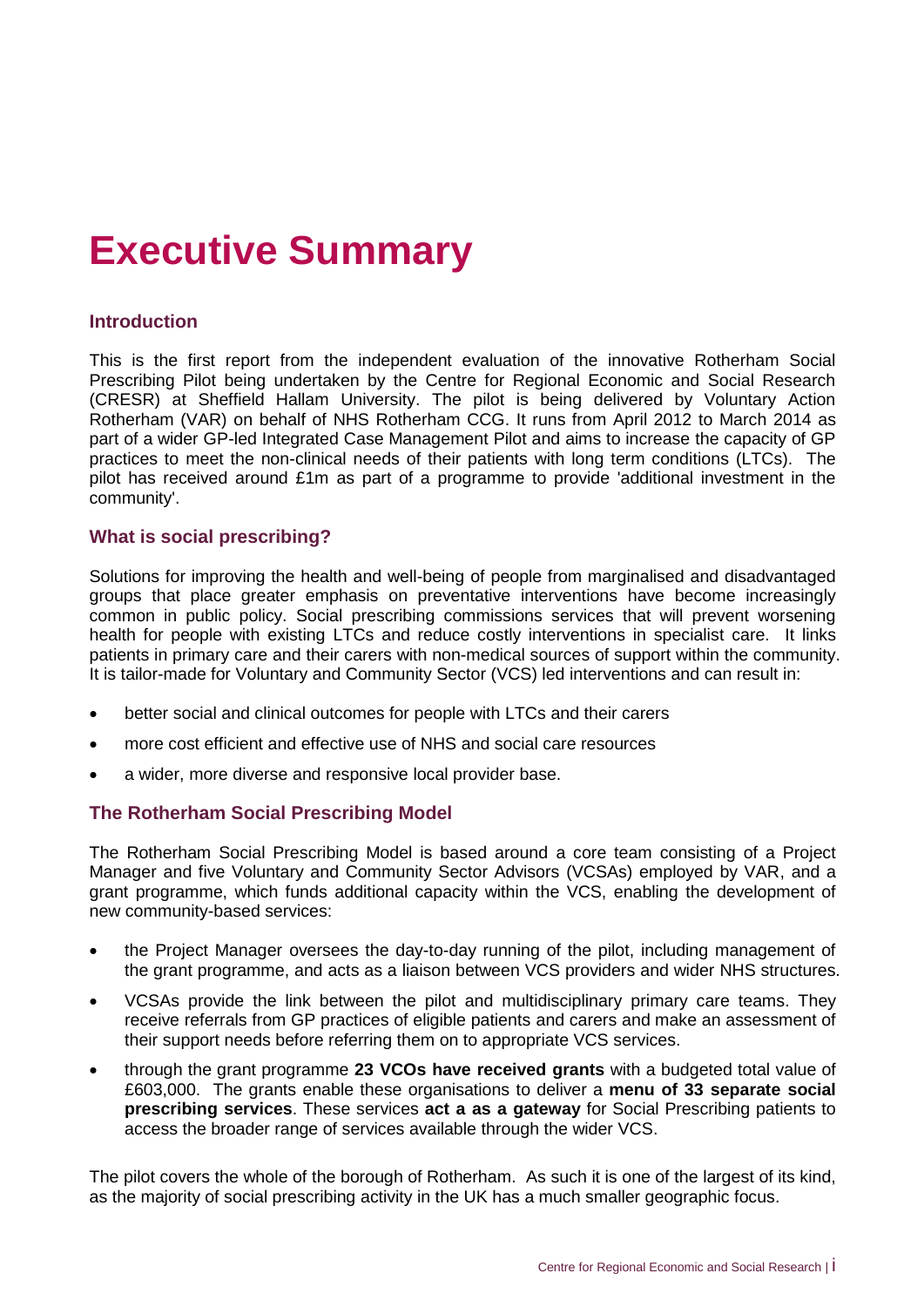# Executive Summary

## Introduction

This is the first report from the independent evaluation of the innovative Rotherham Social Prescribing Pilot being undertaken by the Centre for Regional Economic and Social Research (CRESR) at Sheffield Hallam University. The pilot is being delivered by Voluntary Action Rotherham (VAR) on behalf of NHS Rotherham CCG. It runs from April 2012 to March 2014 as part of a wider GP-led Integrated Case Management Pilot and aims to increase the capacity of GP practices to meet the non-clinical needs of their patients with long term conditions (LTCs). The pilot has received around £1m as part of a programme to provide 'additional investment in the community'.

## What is social prescribing?

Solutions for improving the health and well-being of people from marginalised and disadvantaged groups that place greater emphasis on preventative interventions have become increasingly common in public policy. Social prescribing commissions services that will prevent worsening health for people with existing LTCs and reduce costly interventions in specialist care. It links patients in primary care and their carers with non-medical sources of support within the community. It is tailor-made for Voluntary and Community Sector (VCS) led interventions and can result in:

- better social and clinical outcomes for people with LTCs and their carers
- more cost efficient and effective use of NHS and social care resources
- a wider, more diverse and responsive local provider base.

## The Rotherham Social Prescribing Model

The Rotherham Social Prescribing Model is based around a core team consisting of a Project Manager and five Voluntary and Community Sector Advisors (VCSAs) employed by VAR, and a grant programme, which funds additional capacity within the VCS, enabling the development of new community-based services:

- the Project Manager oversees the day-to-day running of the pilot, including management of the grant programme, and acts as a liaison between VCS providers and wider NHS structures.
- VCSAs provide the link between the pilot and multidisciplinary primary care teams. They receive referrals from GP practices of eligible patients and carers and make an assessment of their support needs before referring them on to appropriate VCS services.
- through the grant programme **23 VCOs have received grants** with a budgeted total value of £603,000. The grants enable these organisations to deliver a **menu of 33 separate social prescribing services**. These services **act a as a gateway** for Social Prescribing patients to access the broader range of services available through the wider VCS.

The pilot covers the whole of the borough of Rotherham. As such it is one of the largest of its kind, as the majority of social prescribing activity in the UK has a much smaller geographic focus.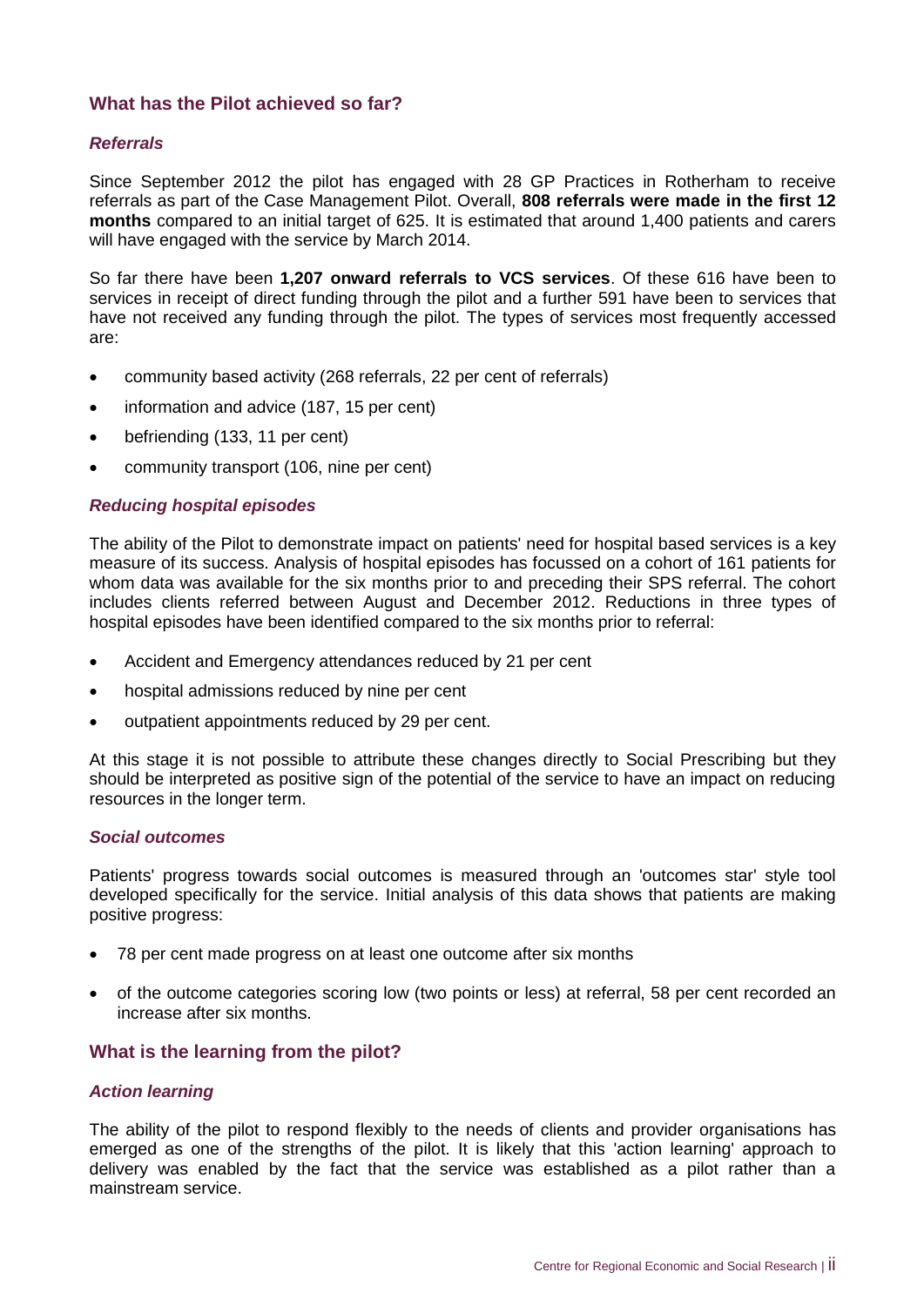## What has the Pilot achieved so far?

### *Referrals*

Since September 2012 the pilot has engaged with 28 GP Practices in Rotherham to receive referrals as part of the Case Management Pilot. Overall, **808 referrals were made in the first 12 months** compared to an initial target of 625. It is estimated that around 1,400 patients and carers will have engaged with the service by March 2014.

So far there have been **1,207 onward referrals to VCS services**. Of these 616 have been to services in receipt of direct funding through the pilot and a further 591 have been to services that have not received any funding through the pilot. The types of services most frequently accessed are:

- community based activity (268 referrals, 22 per cent of referrals)
- information and advice (187, 15 per cent)
- befriending (133, 11 per cent)
- community transport (106, nine per cent)

### *Reducing hospital episodes*

The ability of the Pilot to demonstrate impact on patients' need for hospital based services is a key measure of its success. Analysis of hospital episodes has focussed on a cohort of 161 patients for whom data was available for the six months prior to and preceding their SPS referral. The cohort includes clients referred between August and December 2012. Reductions in three types of hospital episodes have been identified compared to the six months prior to referral:

- Accident and Emergency attendances reduced by 21 per cent
- hospital admissions reduced by nine per cent
- outpatient appointments reduced by 29 per cent.

At this stage it is not possible to attribute these changes directly to Social Prescribing but they should be interpreted as positive sign of the potential of the service to have an impact on reducing resources in the longer term.

### *Social outcomes*

Patients' progress towards social outcomes is measured through an 'outcomes star' style tool developed specifically for the service. Initial analysis of this data shows that patients are making positive progress:

- 78 per cent made progress on at least one outcome after six months
- of the outcome categories scoring low (two points or less) at referral, 58 per cent recorded an increase after six months.

## What is the learning from the pilot?

### *Action learning*

The ability of the pilot to respond flexibly to the needs of clients and provider organisations has emerged as one of the strengths of the pilot. It is likely that this 'action learning' approach to delivery was enabled by the fact that the service was established as a pilot rather than a mainstream service.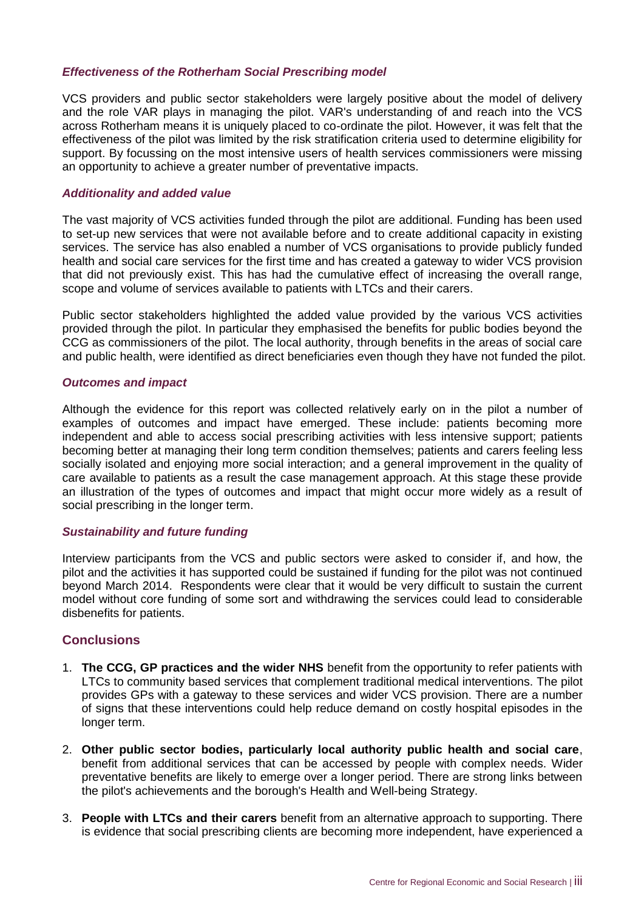### *Effectiveness of the Rotherham Social Prescribing model*

VCS providers and public sector stakeholders were largely positive about the model of delivery and the role VAR plays in managing the pilot. VAR's understanding of and reach into the VCS across Rotherham means it is uniquely placed to co-ordinate the pilot. However, it was felt that the effectiveness of the pilot was limited by the risk stratification criteria used to determine eligibility for support. By focussing on the most intensive users of health services commissioners were missing an opportunity to achieve a greater number of preventative impacts.

### *Additionality and added value*

The vast majority of VCS activities funded through the pilot are additional. Funding has been used to set-up new services that were not available before and to create additional capacity in existing services. The service has also enabled a number of VCS organisations to provide publicly funded health and social care services for the first time and has created a gateway to wider VCS provision that did not previously exist. This has had the cumulative effect of increasing the overall range, scope and volume of services available to patients with LTCs and their carers.

Public sector stakeholders highlighted the added value provided by the various VCS activities provided through the pilot. In particular they emphasised the benefits for public bodies beyond the CCG as commissioners of the pilot. The local authority, through benefits in the areas of social care and public health, were identified as direct beneficiaries even though they have not funded the pilot.

### *Outcomes and impact*

Although the evidence for this report was collected relatively early on in the pilot a number of examples of outcomes and impact have emerged. These include: patients becoming more independent and able to access social prescribing activities with less intensive support; patients becoming better at managing their long term condition themselves; patients and carers feeling less socially isolated and enjoying more social interaction; and a general improvement in the quality of care available to patients as a result the case management approach. At this stage these provide an illustration of the types of outcomes and impact that might occur more widely as a result of social prescribing in the longer term.

### *Sustainability and future funding*

Interview participants from the VCS and public sectors were asked to consider if, and how, the pilot and the activities it has supported could be sustained if funding for the pilot was not continued beyond March 2014. Respondents were clear that it would be very difficult to sustain the current model without core funding of some sort and withdrawing the services could lead to considerable disbenefits for patients.

## Conclusions

1. **The CCG, GP practices and the wider NHS** benefit from the opportunity to refer patients with LTCs to community based services that complement traditional medical interventions. The pilot provides GPs with a gateway to these services and wider VCS provision. There are a number of signs that these interventions could help reduce demand on costly hospital episodes in the longer term.
2. **Other public sector bodies, particularly local authority public health and social care**, benefit from additional services that can be accessed by people with complex needs. Wider preventative benefits are likely to emerge over a longer period. There are strong links between the pilot's achievements and the borough's Health and Well-being Strategy.
3. **People with LTCs and their carers** benefit from an alternative approach to supporting. There is evidence that social prescribing clients are becoming more independent, have experienced a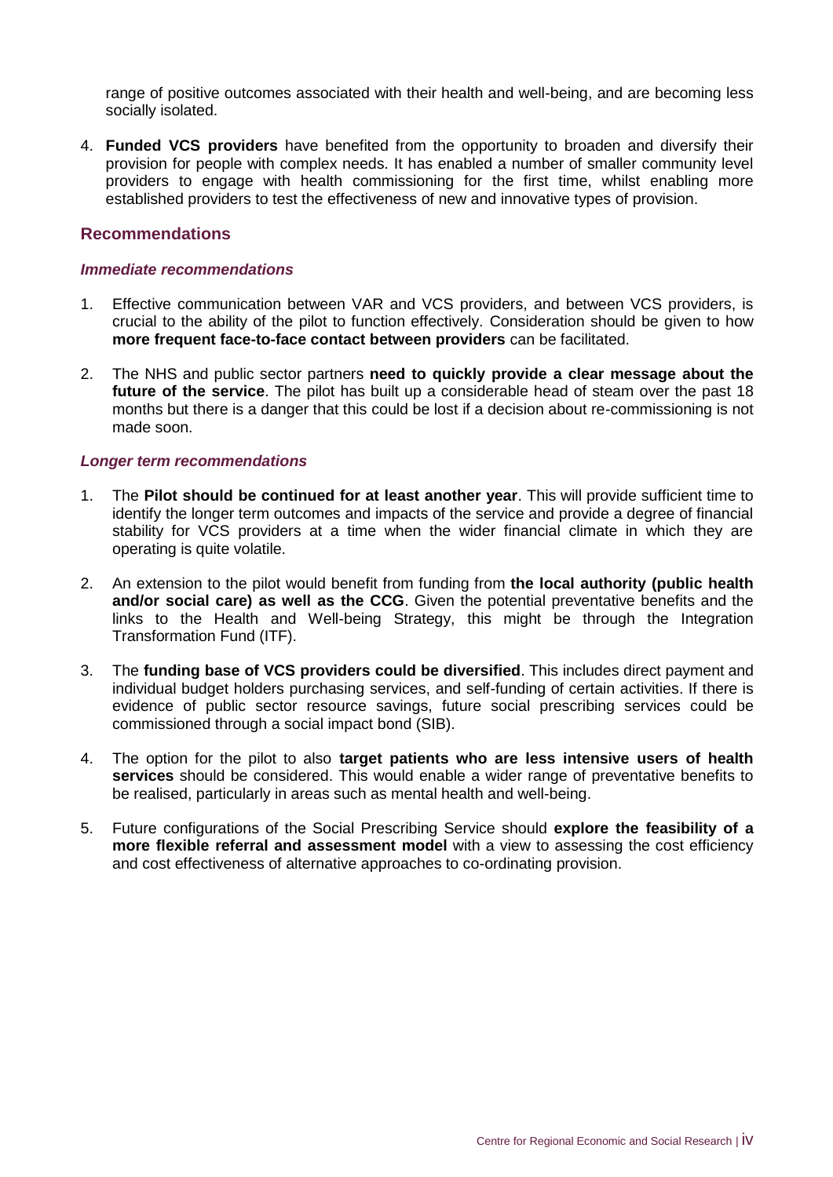range of positive outcomes associated with their health and well-being, and are becoming less socially isolated.

4. **Funded VCS providers** have benefited from the opportunity to broaden and diversify their provision for people with complex needs. It has enabled a number of smaller community level providers to engage with health commissioning for the first time, whilst enabling more established providers to test the effectiveness of new and innovative types of provision.

## Recommendations

### *Immediate recommendations*

1. Effective communication between VAR and VCS providers, and between VCS providers, is crucial to the ability of the pilot to function effectively. Consideration should be given to how **more frequent face-to-face contact between providers** can be facilitated.

2. The NHS and public sector partners **need to quickly provide a clear message about the future of the service**. The pilot has built up a considerable head of steam over the past 18 months but there is a danger that this could be lost if a decision about re-commissioning is not made soon.

### *Longer term recommendations*

1. The **Pilot should be continued for at least another year**. This will provide sufficient time to identify the longer term outcomes and impacts of the service and provide a degree of financial stability for VCS providers at a time when the wider financial climate in which they are operating is quite volatile.

2. An extension to the pilot would benefit from funding from **the local authority (public health and/or social care) as well as the CCG**. Given the potential preventative benefits and the links to the Health and Well-being Strategy, this might be through the Integration Transformation Fund (ITF).

3. The **funding base of VCS providers could be diversified**. This includes direct payment and individual budget holders purchasing services, and self-funding of certain activities. If there is evidence of public sector resource savings, future social prescribing services could be commissioned through a social impact bond (SIB).

4. The option for the pilot to also **target patients who are less intensive users of health services** should be considered. This would enable a wider range of preventative benefits to be realised, particularly in areas such as mental health and well-being.

5. Future configurations of the Social Prescribing Service should **explore the feasibility of a more flexible referral and assessment model** with a view to assessing the cost efficiency and cost effectiveness of alternative approaches to co-ordinating provision.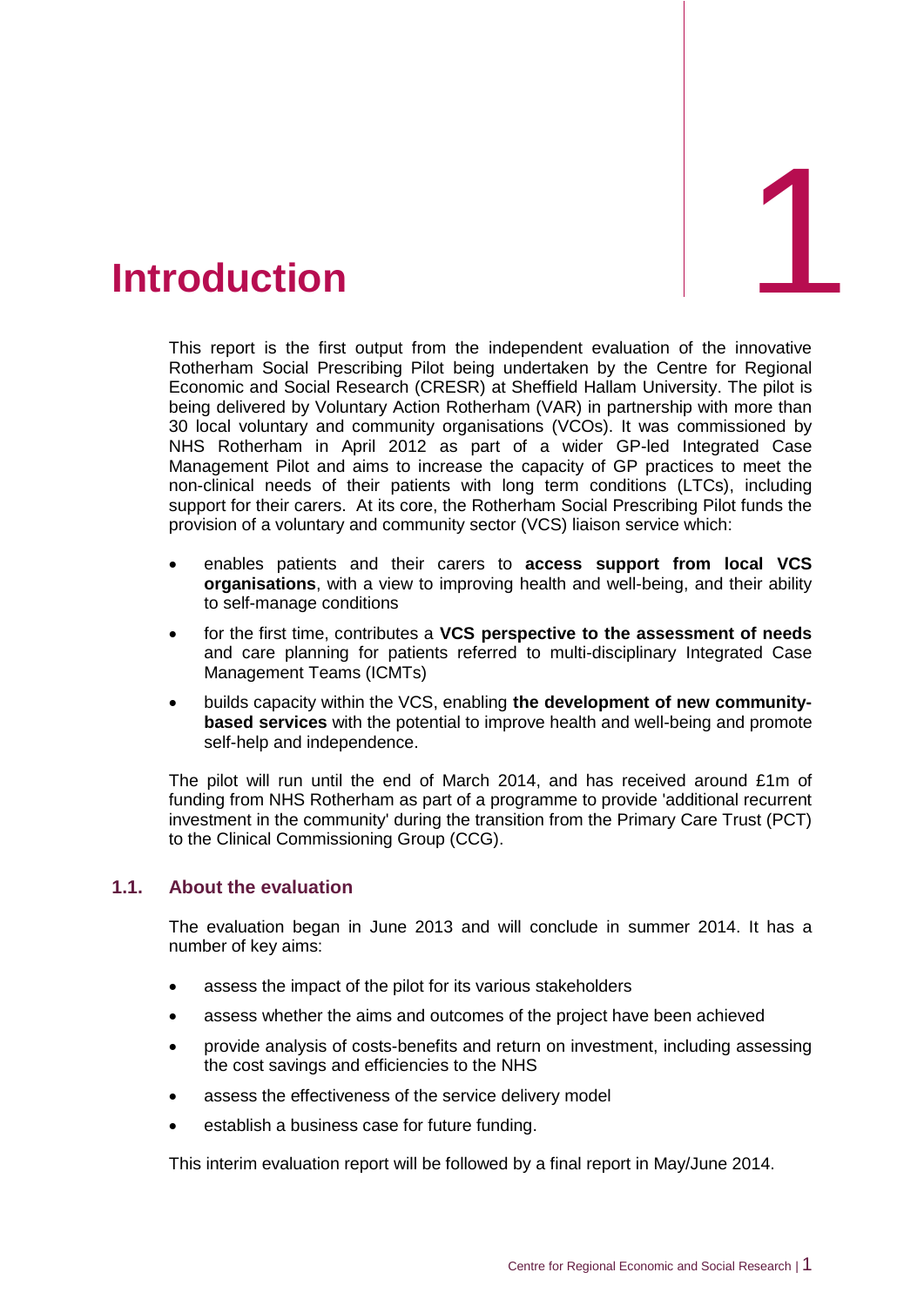# 1 Introduction

This report is the first output from the independent evaluation of the innovative Rotherham Social Prescribing Pilot being undertaken by the Centre for Regional Economic and Social Research (CRESR) at Sheffield Hallam University. The pilot is being delivered by Voluntary Action Rotherham (VAR) in partnership with more than 30 local voluntary and community organisations (VCOs). It was commissioned by NHS Rotherham in April 2012 as part of a wider GP-led Integrated Case Management Pilot and aims to increase the capacity of GP practices to meet the non-clinical needs of their patients with long term conditions (LTCs), including support for their carers. At its core, the Rotherham Social Prescribing Pilot funds the provision of a voluntary and community sector (VCS) liaison service which:

- enables patients and their carers to **access support from local VCS organisations**, with a view to improving health and well-being, and their ability to self-manage conditions
- for the first time, contributes a **VCS perspective to the assessment of needs** and care planning for patients referred to multi-disciplinary Integrated Case Management Teams (ICMTs)
- builds capacity within the VCS, enabling **the development of new community-based services** with the potential to improve health and well-being and promote self-help and independence.

The pilot will run until the end of March 2014, and has received around £1m of funding from NHS Rotherham as part of a programme to provide 'additional recurrent investment in the community' during the transition from the Primary Care Trust (PCT) to the Clinical Commissioning Group (CCG).

## 1.1. About the evaluation

The evaluation began in June 2013 and will conclude in summer 2014. It has a number of key aims:

- assess the impact of the pilot for its various stakeholders
- assess whether the aims and outcomes of the project have been achieved
- provide analysis of costs-benefits and return on investment, including assessing the cost savings and efficiencies to the NHS
- assess the effectiveness of the service delivery model
- establish a business case for future funding.

This interim evaluation report will be followed by a final report in May/June 2014.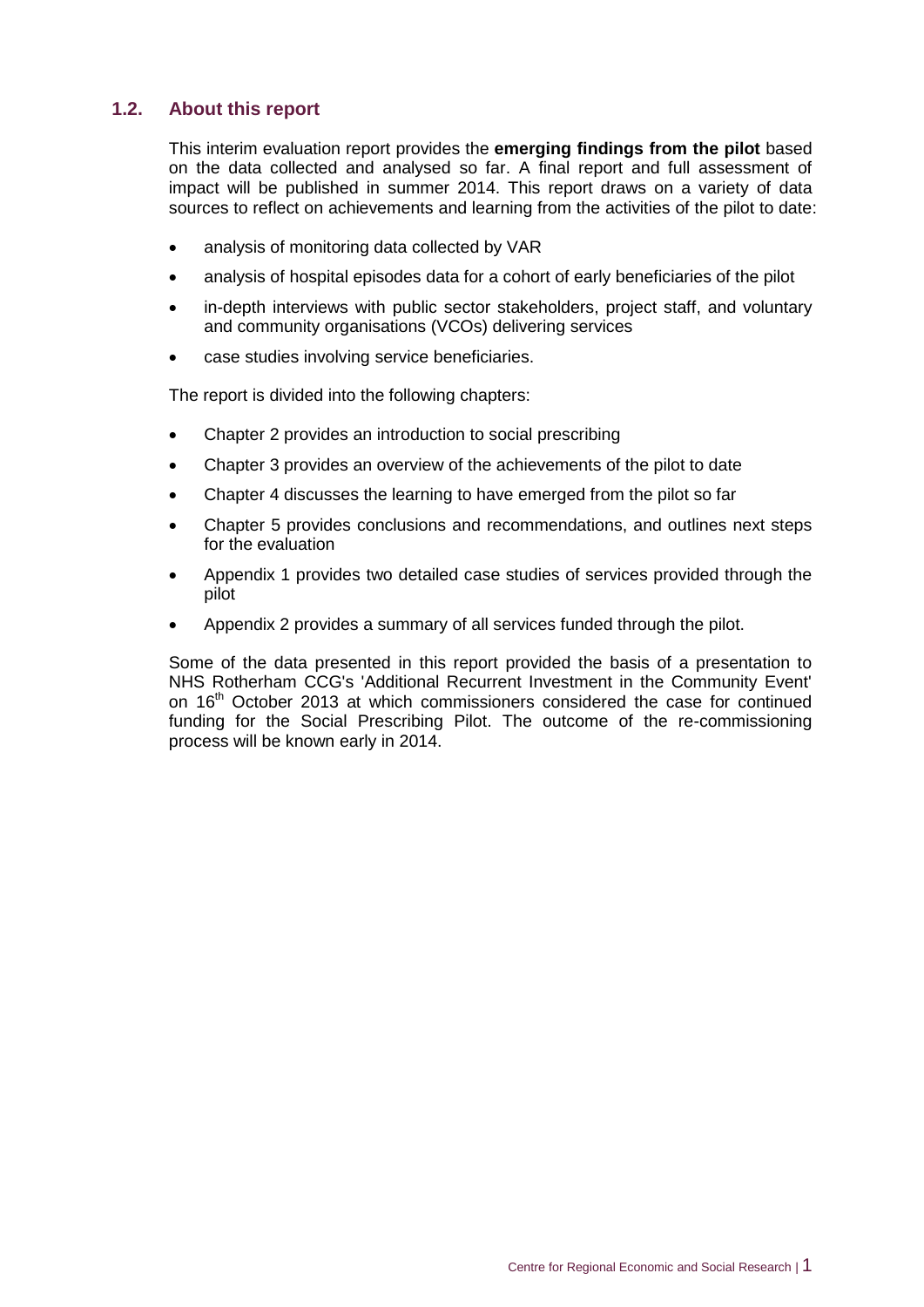### 1.2. About this report

This interim evaluation report provides the **emerging findings from the pilot** based on the data collected and analysed so far. A final report and full assessment of impact will be published in summer 2014. This report draws on a variety of data sources to reflect on achievements and learning from the activities of the pilot to date:

- analysis of monitoring data collected by VAR
- analysis of hospital episodes data for a cohort of early beneficiaries of the pilot
- in-depth interviews with public sector stakeholders, project staff, and voluntary and community organisations (VCOs) delivering services
- case studies involving service beneficiaries.

The report is divided into the following chapters:

- Chapter 2 provides an introduction to social prescribing
- Chapter 3 provides an overview of the achievements of the pilot to date
- Chapter 4 discusses the learning to have emerged from the pilot so far
- Chapter 5 provides conclusions and recommendations, and outlines next steps for the evaluation
- Appendix 1 provides two detailed case studies of services provided through the pilot
- Appendix 2 provides a summary of all services funded through the pilot.

Some of the data presented in this report provided the basis of a presentation to NHS Rotherham CCG's 'Additional Recurrent Investment in the Community Event' on 16th October 2013 at which commissioners considered the case for continued funding for the Social Prescribing Pilot. The outcome of the re-commissioning process will be known early in 2014.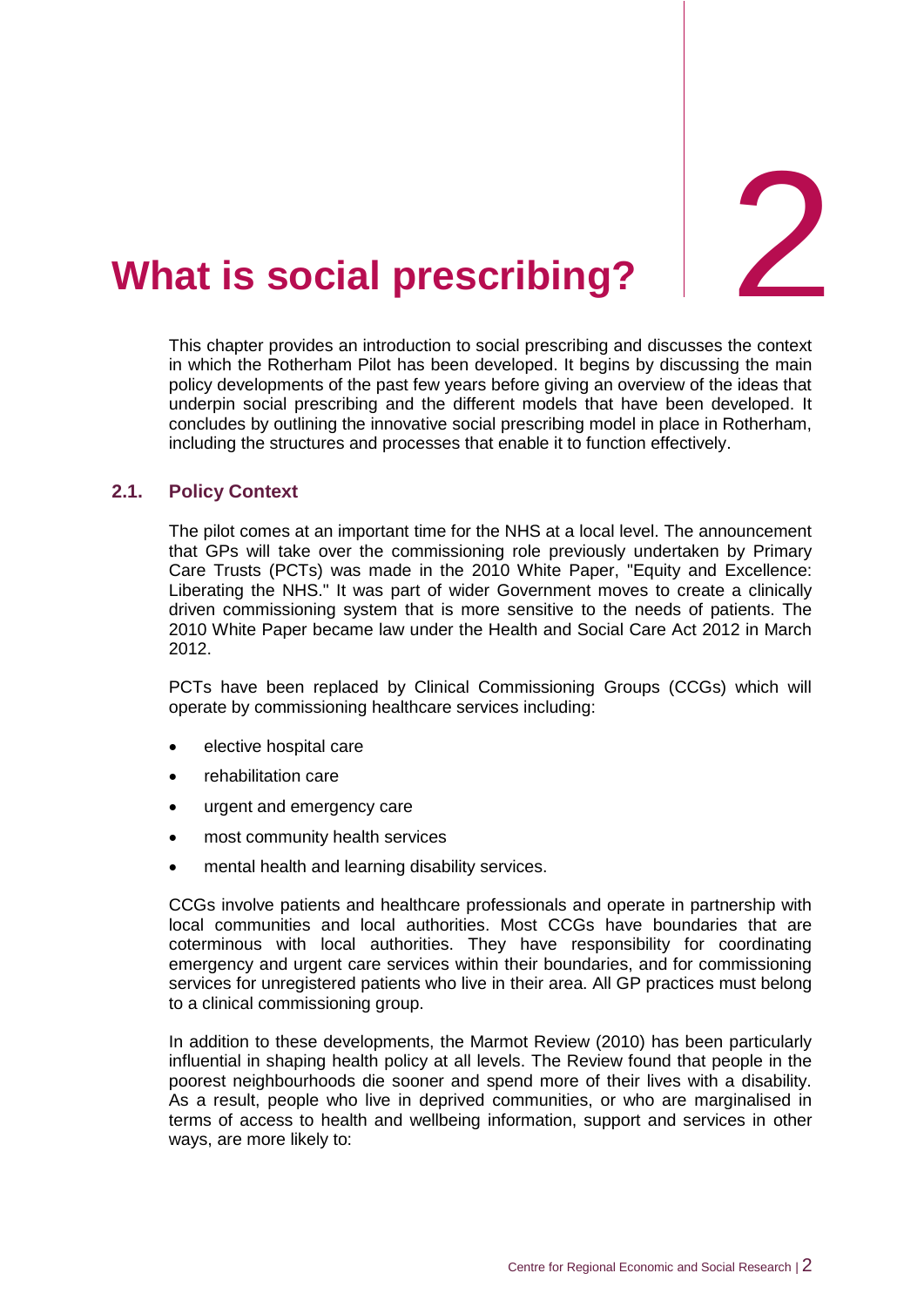# 2 What is social prescribing?

This chapter provides an introduction to social prescribing and discusses the context in which the Rotherham Pilot has been developed. It begins by discussing the main policy developments of the past few years before giving an overview of the ideas that underpin social prescribing and the different models that have been developed. It concludes by outlining the innovative social prescribing model in place in Rotherham, including the structures and processes that enable it to function effectively.

## 2.1. Policy Context

The pilot comes at an important time for the NHS at a local level. The announcement that GPs will take over the commissioning role previously undertaken by Primary Care Trusts (PCTs) was made in the 2010 White Paper, "Equity and Excellence: Liberating the NHS." It was part of wider Government moves to create a clinically driven commissioning system that is more sensitive to the needs of patients. The 2010 White Paper became law under the Health and Social Care Act 2012 in March 2012.

PCTs have been replaced by Clinical Commissioning Groups (CCGs) which will operate by commissioning healthcare services including:

- elective hospital care
- rehabilitation care
- urgent and emergency care
- most community health services
- mental health and learning disability services.

CCGs involve patients and healthcare professionals and operate in partnership with local communities and local authorities. Most CCGs have boundaries that are coterminous with local authorities. They have responsibility for coordinating emergency and urgent care services within their boundaries, and for commissioning services for unregistered patients who live in their area. All GP practices must belong to a clinical commissioning group.

In addition to these developments, the Marmot Review (2010) has been particularly influential in shaping health policy at all levels. The Review found that people in the poorest neighbourhoods die sooner and spend more of their lives with a disability. As a result, people who live in deprived communities, or who are marginalised in terms of access to health and wellbeing information, support and services in other ways, are more likely to: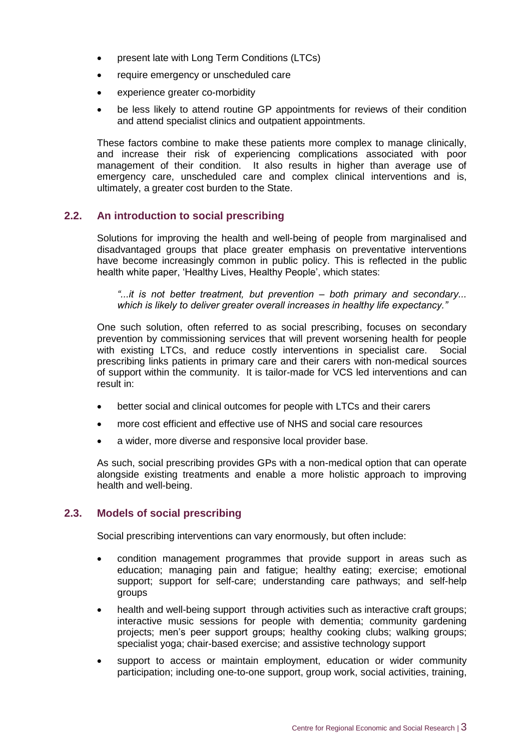- present late with Long Term Conditions (LTCs)
- require emergency or unscheduled care
- experience greater co-morbidity
- be less likely to attend routine GP appointments for reviews of their condition and attend specialist clinics and outpatient appointments.

These factors combine to make these patients more complex to manage clinically, and increase their risk of experiencing complications associated with poor management of their condition. It also results in higher than average use of emergency care, unscheduled care and complex clinical interventions and is, ultimately, a greater cost burden to the State.

## 2.2. An introduction to social prescribing

Solutions for improving the health and well-being of people from marginalised and disadvantaged groups that place greater emphasis on preventative interventions have become increasingly common in public policy. This is reflected in the public health white paper, 'Healthy Lives, Healthy People', which states:

> *"...it is not better treatment, but prevention – both primary and secondary... which is likely to deliver greater overall increases in healthy life expectancy."*

One such solution, often referred to as social prescribing, focuses on secondary prevention by commissioning services that will prevent worsening health for people with existing LTCs, and reduce costly interventions in specialist care. Social prescribing links patients in primary care and their carers with non-medical sources of support within the community. It is tailor-made for VCS led interventions and can result in:

- better social and clinical outcomes for people with LTCs and their carers
- more cost efficient and effective use of NHS and social care resources
- a wider, more diverse and responsive local provider base.

As such, social prescribing provides GPs with a non-medical option that can operate alongside existing treatments and enable a more holistic approach to improving health and well-being.

## 2.3. Models of social prescribing

Social prescribing interventions can vary enormously, but often include:

- condition management programmes that provide support in areas such as education; managing pain and fatigue; healthy eating; exercise; emotional support; support for self-care; understanding care pathways; and self-help groups
- health and well-being support through activities such as interactive craft groups; interactive music sessions for people with dementia; community gardening projects; men's peer support groups; healthy cooking clubs; walking groups; specialist yoga; chair-based exercise; and assistive technology support
- support to access or maintain employment, education or wider community participation; including one-to-one support, group work, social activities, training,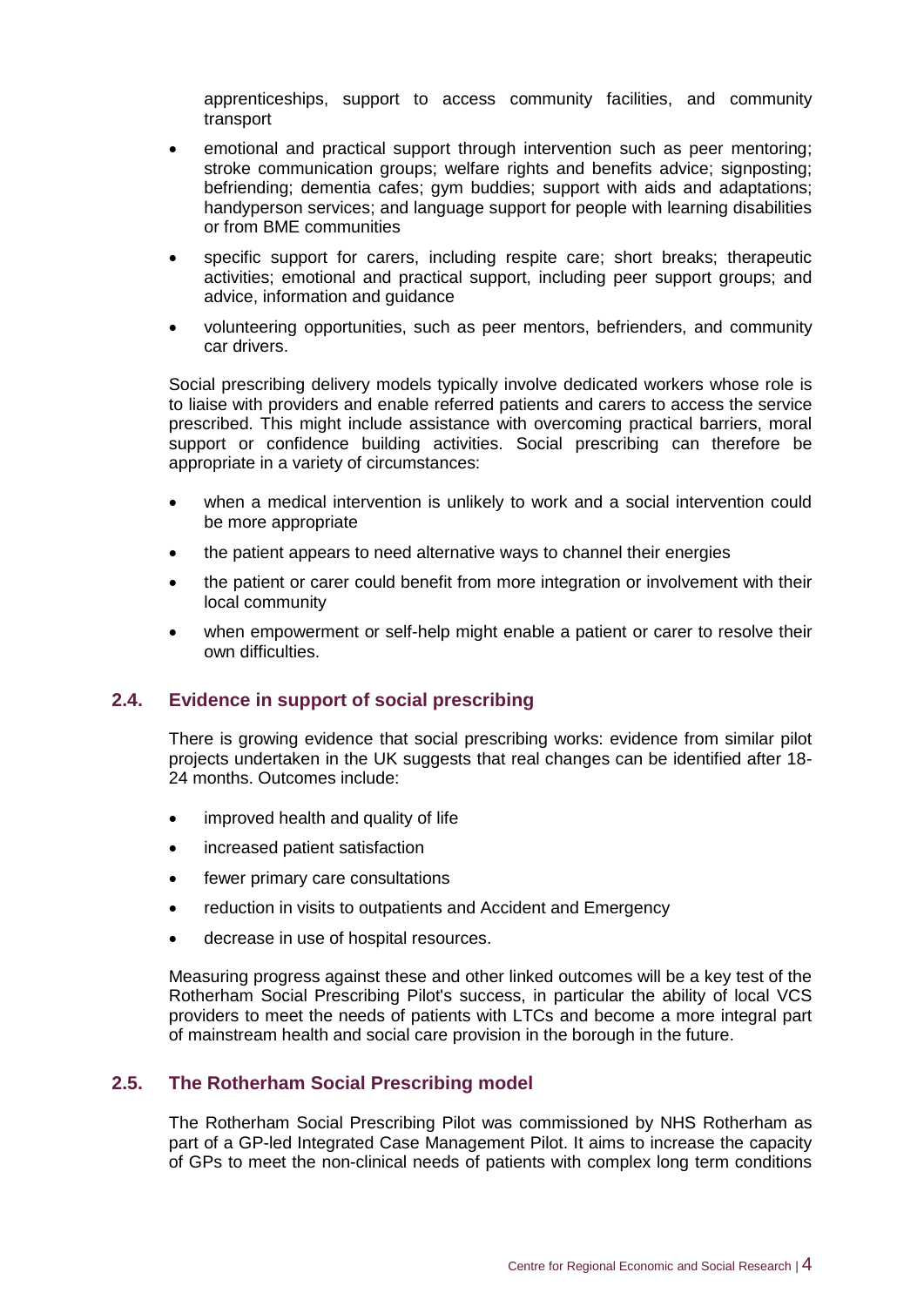apprenticeships, support to access community facilities, and community transport

- emotional and practical support through intervention such as peer mentoring; stroke communication groups; welfare rights and benefits advice; signposting; befriending; dementia cafes; gym buddies; support with aids and adaptations; handyperson services; and language support for people with learning disabilities or from BME communities
- specific support for carers, including respite care; short breaks; therapeutic activities; emotional and practical support, including peer support groups; and advice, information and guidance
- volunteering opportunities, such as peer mentors, befrienders, and community car drivers.

Social prescribing delivery models typically involve dedicated workers whose role is to liaise with providers and enable referred patients and carers to access the service prescribed. This might include assistance with overcoming practical barriers, moral support or confidence building activities. Social prescribing can therefore be appropriate in a variety of circumstances:

- when a medical intervention is unlikely to work and a social intervention could be more appropriate
- the patient appears to need alternative ways to channel their energies
- the patient or carer could benefit from more integration or involvement with their local community
- when empowerment or self-help might enable a patient or carer to resolve their own difficulties.

## 2.4. Evidence in support of social prescribing

There is growing evidence that social prescribing works: evidence from similar pilot projects undertaken in the UK suggests that real changes can be identified after 18-24 months. Outcomes include:

- improved health and quality of life
- increased patient satisfaction
- fewer primary care consultations
- reduction in visits to outpatients and Accident and Emergency
- decrease in use of hospital resources.

Measuring progress against these and other linked outcomes will be a key test of the Rotherham Social Prescribing Pilot's success, in particular the ability of local VCS providers to meet the needs of patients with LTCs and become a more integral part of mainstream health and social care provision in the borough in the future.

## 2.5. The Rotherham Social Prescribing model

The Rotherham Social Prescribing Pilot was commissioned by NHS Rotherham as part of a GP-led Integrated Case Management Pilot. It aims to increase the capacity of GPs to meet the non-clinical needs of patients with complex long term conditions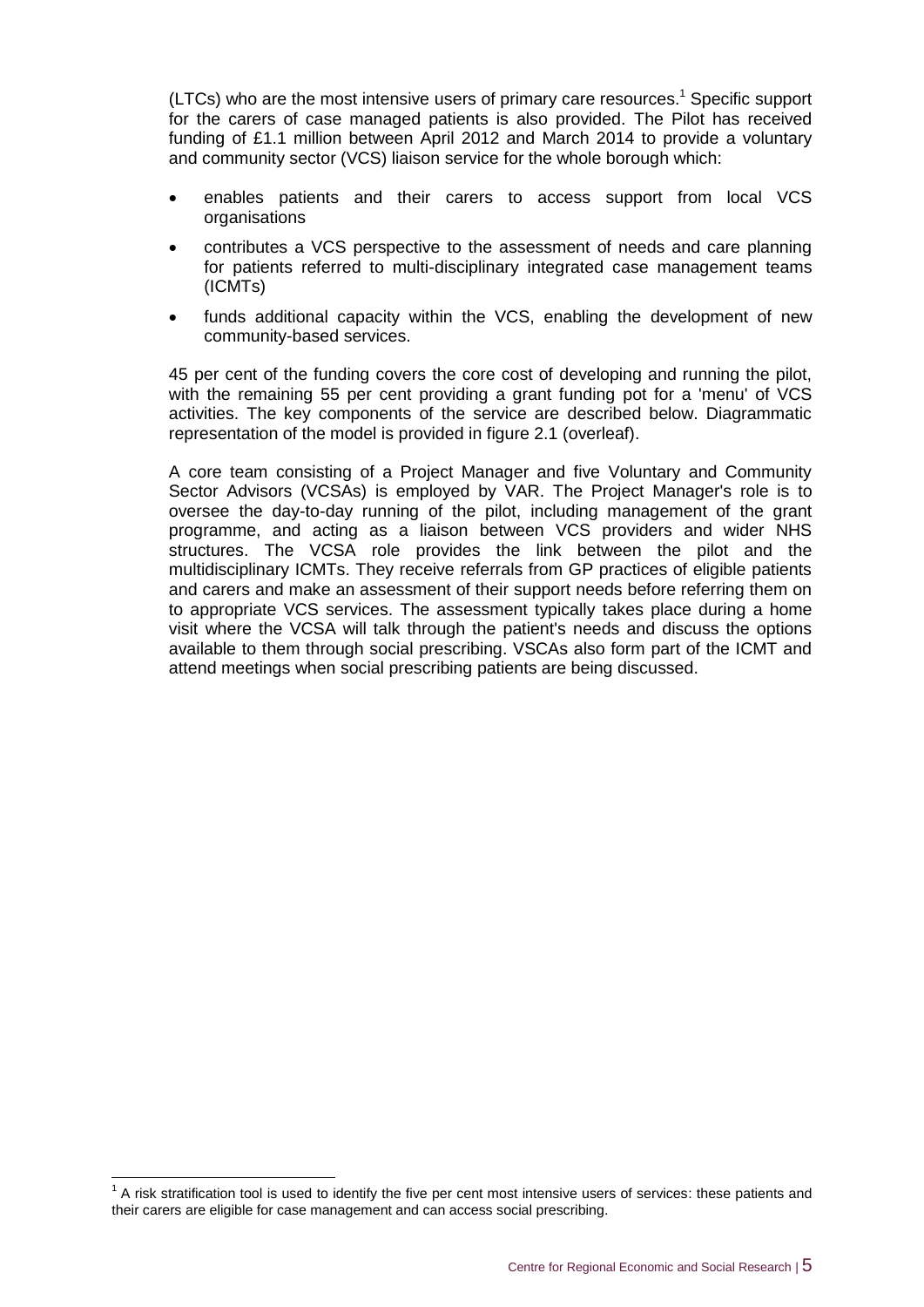(LTCs) who are the most intensive users of primary care resources.[1] Specific support for the carers of case managed patients is also provided. The Pilot has received funding of £1.1 million between April 2012 and March 2014 to provide a voluntary and community sector (VCS) liaison service for the whole borough which:

- enables patients and their carers to access support from local VCS organisations
- contributes a VCS perspective to the assessment of needs and care planning for patients referred to multi-disciplinary integrated case management teams (ICMTs)
- funds additional capacity within the VCS, enabling the development of new community-based services.

45 per cent of the funding covers the core cost of developing and running the pilot, with the remaining 55 per cent providing a grant funding pot for a 'menu' of VCS activities. The key components of the service are described below. Diagrammatic representation of the model is provided in figure 2.1 (overleaf).

A core team consisting of a Project Manager and five Voluntary and Community Sector Advisors (VCSAs) is employed by VAR. The Project Manager's role is to oversee the day-to-day running of the pilot, including management of the grant programme, and acting as a liaison between VCS providers and wider NHS structures. The VCSA role provides the link between the pilot and the multidisciplinary ICMTs. They receive referrals from GP practices of eligible patients and carers and make an assessment of their support needs before referring them on to appropriate VCS services. The assessment typically takes place during a home visit where the VCSA will talk through the patient's needs and discuss the options available to them through social prescribing. VSCAs also form part of the ICMT and attend meetings when social prescribing patients are being discussed.

[1] A risk stratification tool is used to identify the five per cent most intensive users of services: these patients and their carers are eligible for case management and can access social prescribing.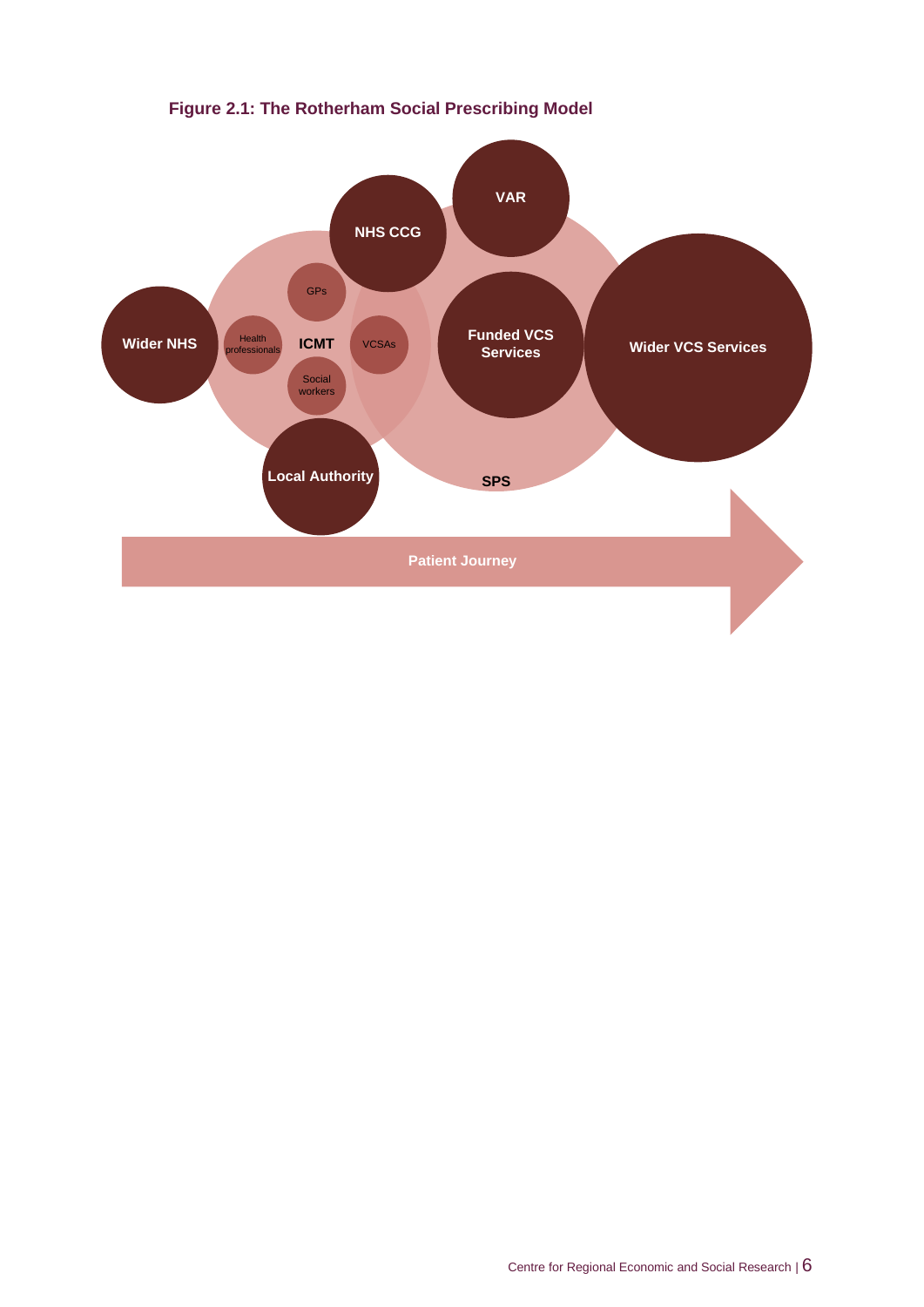**Figure 2.1: The Rotherham Social Prescribing Model**

Wider NHS

Health professionals

GPs

ICMT

Social workers

VCSAs

NHS CCG

VAR

Funded VCS Services

Wider VCS Services

Local Authority

SPS

Patient Journey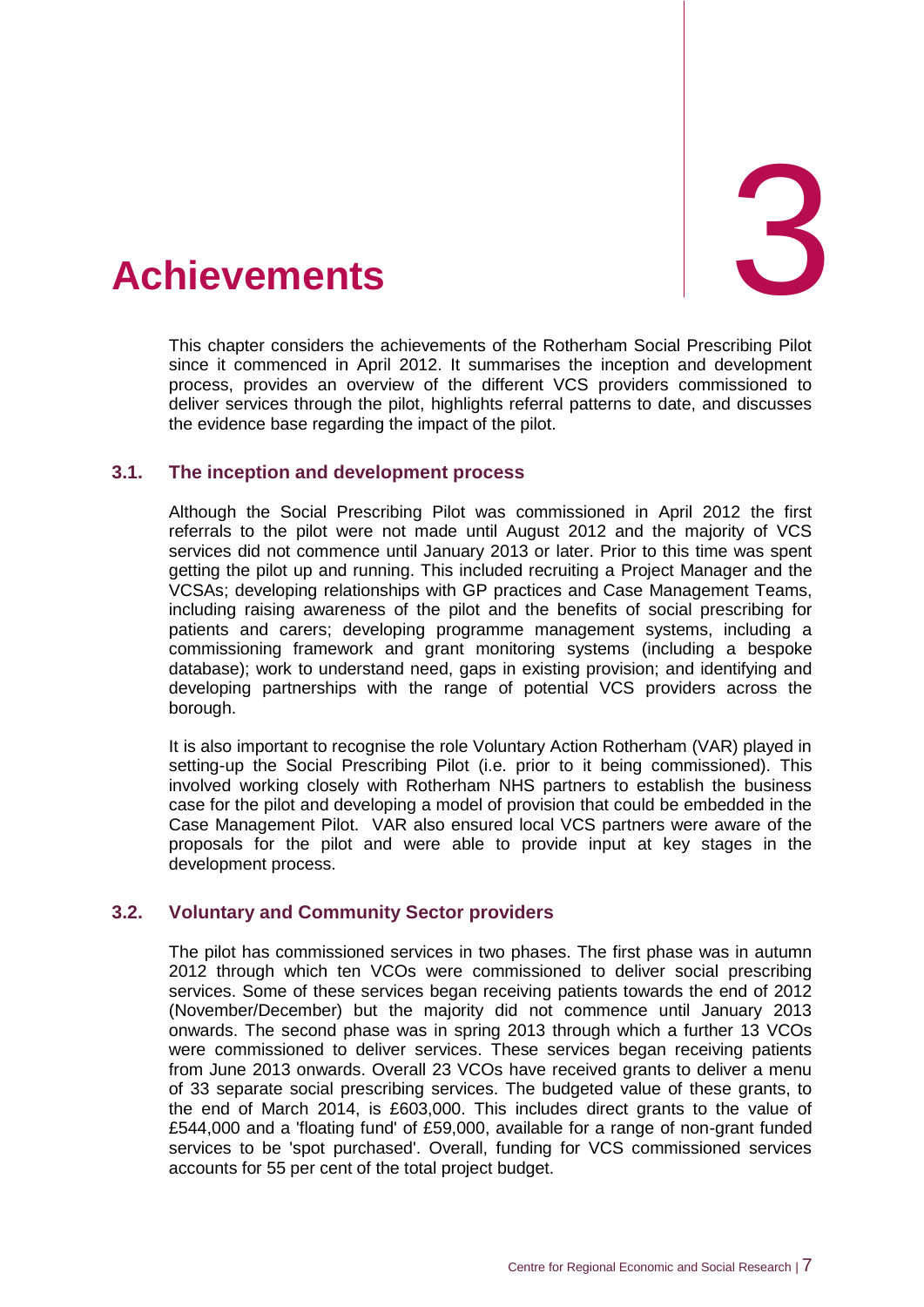# 3 Achievements

This chapter considers the achievements of the Rotherham Social Prescribing Pilot since it commenced in April 2012. It summarises the inception and development process, provides an overview of the different VCS providers commissioned to deliver services through the pilot, highlights referral patterns to date, and discusses the evidence base regarding the impact of the pilot.

## 3.1. The inception and development process

Although the Social Prescribing Pilot was commissioned in April 2012 the first referrals to the pilot were not made until August 2012 and the majority of VCS services did not commence until January 2013 or later. Prior to this time was spent getting the pilot up and running. This included recruiting a Project Manager and the VCSAs; developing relationships with GP practices and Case Management Teams, including raising awareness of the pilot and the benefits of social prescribing for patients and carers; developing programme management systems, including a commissioning framework and grant monitoring systems (including a bespoke database); work to understand need, gaps in existing provision; and identifying and developing partnerships with the range of potential VCS providers across the borough.

It is also important to recognise the role Voluntary Action Rotherham (VAR) played in setting-up the Social Prescribing Pilot (i.e. prior to it being commissioned). This involved working closely with Rotherham NHS partners to establish the business case for the pilot and developing a model of provision that could be embedded in the Case Management Pilot. VAR also ensured local VCS partners were aware of the proposals for the pilot and were able to provide input at key stages in the development process.

## 3.2. Voluntary and Community Sector providers

The pilot has commissioned services in two phases. The first phase was in autumn 2012 through which ten VCOs were commissioned to deliver social prescribing services. Some of these services began receiving patients towards the end of 2012 (November/December) but the majority did not commence until January 2013 onwards. The second phase was in spring 2013 through which a further 13 VCOs were commissioned to deliver services. These services began receiving patients from June 2013 onwards. Overall 23 VCOs have received grants to deliver a menu of 33 separate social prescribing services. The budgeted value of these grants, to the end of March 2014, is £603,000. This includes direct grants to the value of £544,000 and a 'floating fund' of £59,000, available for a range of non-grant funded services to be 'spot purchased'. Overall, funding for VCS commissioned services accounts for 55 per cent of the total project budget.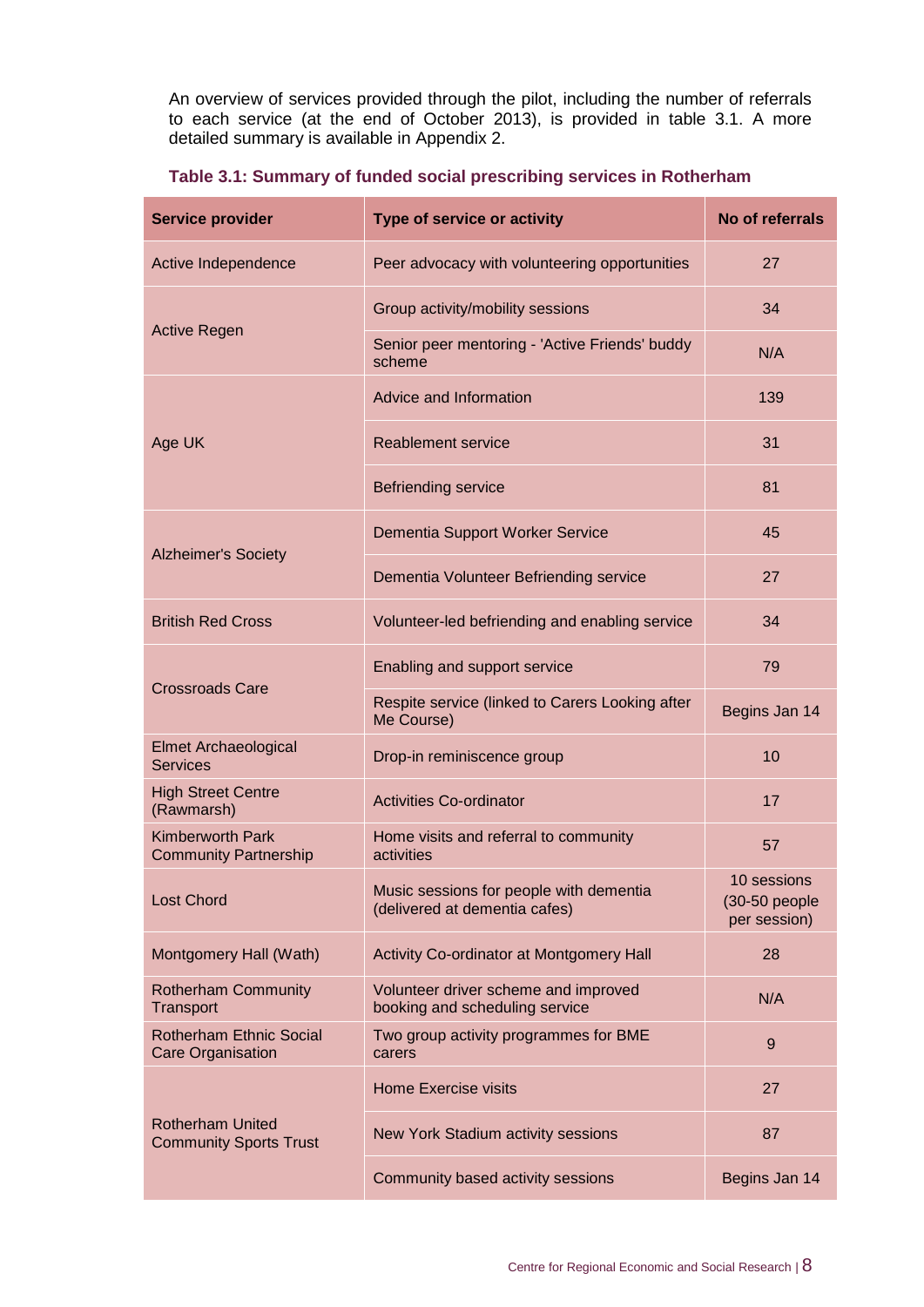An overview of services provided through the pilot, including the number of referrals to each service (at the end of October 2013), is provided in table 3.1. A more detailed summary is available in Appendix 2.

**Table 3.1: Summary of funded social prescribing services in Rotherham**

| Service provider | Type of service or activity | No of referrals |
|---|---|---|
| Active Independence | Peer advocacy with volunteering opportunities | 27 |
| Active Regen | Group activity/mobility sessions | 34 |
| | Senior peer mentoring - 'Active Friends' buddy scheme | N/A |
| Age UK | Advice and Information | 139 |
| | Reablement service | 31 |
| | Befriending service | 81 |
| Alzheimer's Society | Dementia Support Worker Service | 45 |
| | Dementia Volunteer Befriending service | 27 |
| British Red Cross | Volunteer-led befriending and enabling service | 34 |
| Crossroads Care | Enabling and support service | 79 |
| | Respite service (linked to Carers Looking after Me Course) | Begins Jan 14 |
| Elmet Archaeological Services | Drop-in reminiscence group | 10 |
| High Street Centre (Rawmarsh) | Activities Co-ordinator | 17 |
| Kimberworth Park Community Partnership | Home visits and referral to community activities | 57 |
| Lost Chord | Music sessions for people with dementia (delivered at dementia cafes) | 10 sessions (30-50 people per session) |
| Montgomery Hall (Wath) | Activity Co-ordinator at Montgomery Hall | 28 |
| Rotherham Community Transport | Volunteer driver scheme and improved booking and scheduling service | N/A |
| Rotherham Ethnic Social Care Organisation | Two group activity programmes for BME carers | 9 |
| Rotherham United Community Sports Trust | Home Exercise visits | 27 |
| | New York Stadium activity sessions | 87 |
| | Community based activity sessions | Begins Jan 14 |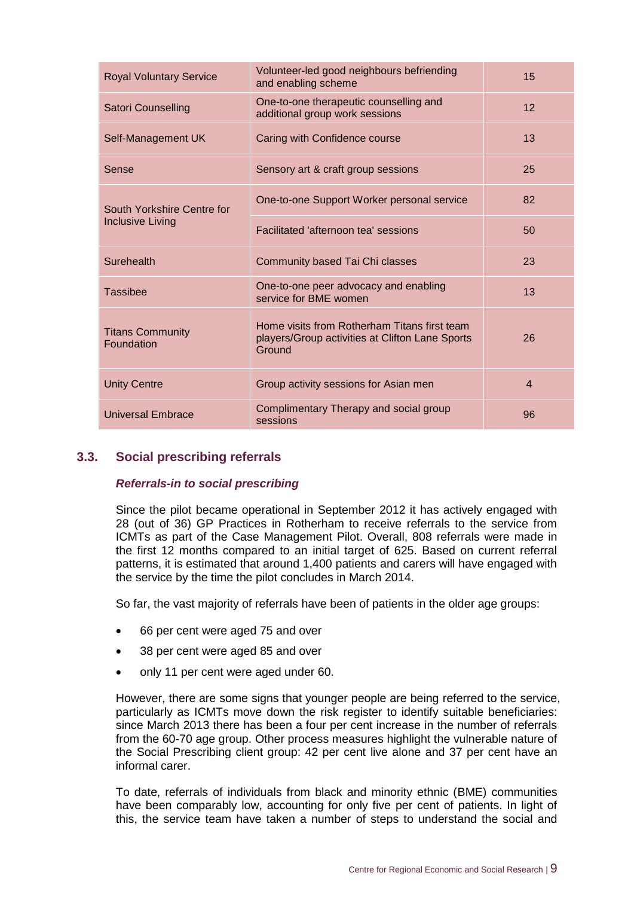| | | |
|---|---|---|
| Royal Voluntary Service | Volunteer-led good neighbours befriending and enabling scheme | 15 |
| Satori Counselling | One-to-one therapeutic counselling and additional group work sessions | 12 |
| Self-Management UK | Caring with Confidence course | 13 |
| Sense | Sensory art & craft group sessions | 25 |
| South Yorkshire Centre for Inclusive Living | One-to-one Support Worker personal service | 82 |
| | Facilitated 'afternoon tea' sessions | 50 |
| Surehealth | Community based Tai Chi classes | 23 |
| Tassibee | One-to-one peer advocacy and enabling service for BME women | 13 |
| Titans Community Foundation | Home visits from Rotherham Titans first team players/Group activities at Clifton Lane Sports Ground | 26 |
| Unity Centre | Group activity sessions for Asian men | 4 |
| Universal Embrace | Complimentary Therapy and social group sessions | 96 |

## 3.3. Social prescribing referrals

***Referrals-in to social prescribing***

Since the pilot became operational in September 2012 it has actively engaged with 28 (out of 36) GP Practices in Rotherham to receive referrals to the service from ICMTs as part of the Case Management Pilot. Overall, 808 referrals were made in the first 12 months compared to an initial target of 625. Based on current referral patterns, it is estimated that around 1,400 patients and carers will have engaged with the service by the time the pilot concludes in March 2014.

So far, the vast majority of referrals have been of patients in the older age groups:

- 66 per cent were aged 75 and over
- 38 per cent were aged 85 and over
- only 11 per cent were aged under 60.

However, there are some signs that younger people are being referred to the service, particularly as ICMTs move down the risk register to identify suitable beneficiaries: since March 2013 there has been a four per cent increase in the number of referrals from the 60-70 age group. Other process measures highlight the vulnerable nature of the Social Prescribing client group: 42 per cent live alone and 37 per cent have an informal carer.

To date, referrals of individuals from black and minority ethnic (BME) communities have been comparably low, accounting for only five per cent of patients. In light of this, the service team have taken a number of steps to understand the social and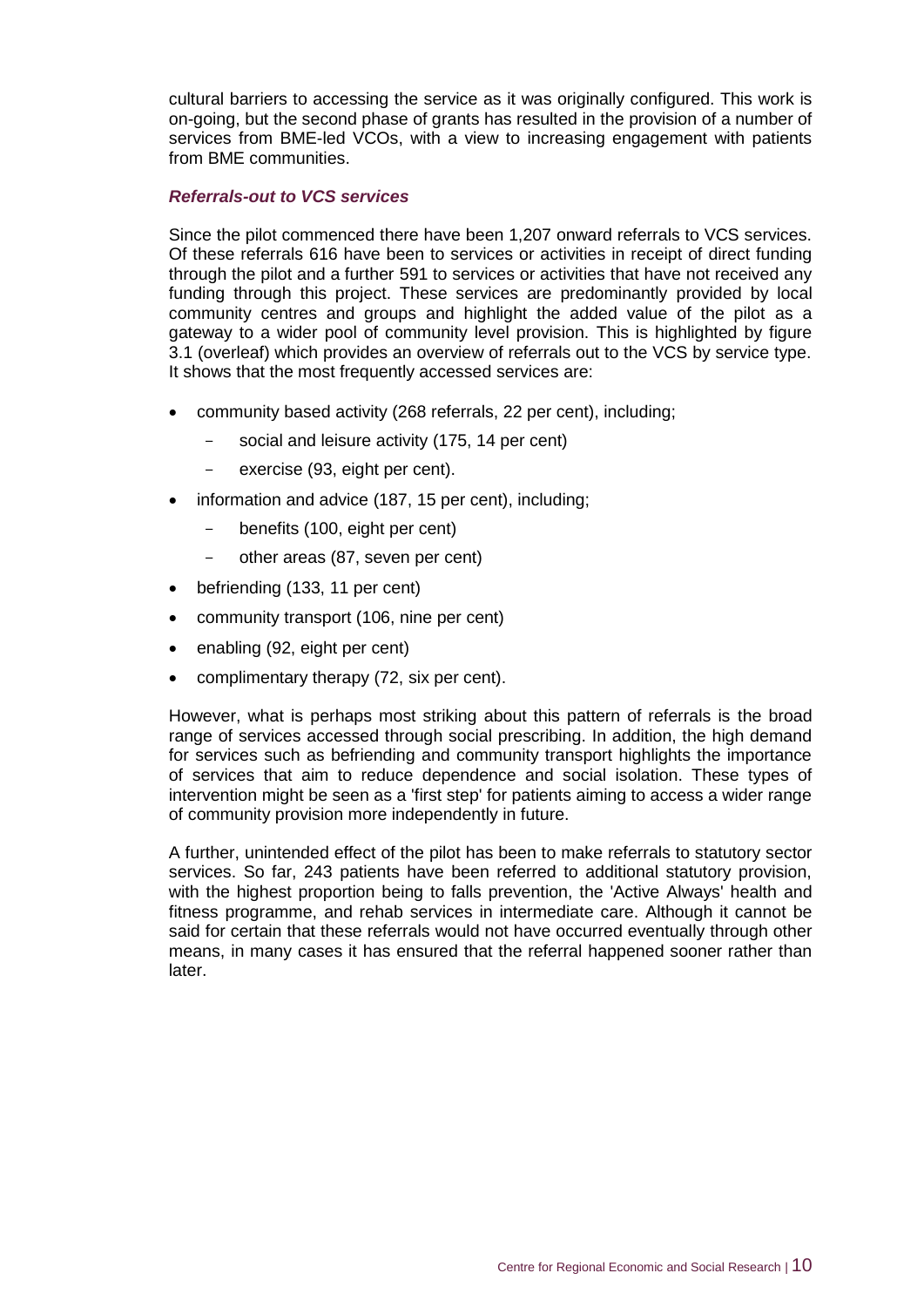cultural barriers to accessing the service as it was originally configured. This work is on-going, but the second phase of grants has resulted in the provision of a number of services from BME-led VCOs, with a view to increasing engagement with patients from BME communities.

### *Referrals-out to VCS services*

Since the pilot commenced there have been 1,207 onward referrals to VCS services. Of these referrals 616 have been to services or activities in receipt of direct funding through the pilot and a further 591 to services or activities that have not received any funding through this project. These services are predominantly provided by local community centres and groups and highlight the added value of the pilot as a gateway to a wider pool of community level provision. This is highlighted by figure 3.1 (overleaf) which provides an overview of referrals out to the VCS by service type. It shows that the most frequently accessed services are:

- community based activity (268 referrals, 22 per cent), including;
  - social and leisure activity (175, 14 per cent)
  - exercise (93, eight per cent).
- information and advice (187, 15 per cent), including;
  - benefits (100, eight per cent)
  - other areas (87, seven per cent)
- befriending (133, 11 per cent)
- community transport (106, nine per cent)
- enabling (92, eight per cent)
- complimentary therapy (72, six per cent).

However, what is perhaps most striking about this pattern of referrals is the broad range of services accessed through social prescribing. In addition, the high demand for services such as befriending and community transport highlights the importance of services that aim to reduce dependence and social isolation. These types of intervention might be seen as a 'first step' for patients aiming to access a wider range of community provision more independently in future.

A further, unintended effect of the pilot has been to make referrals to statutory sector services. So far, 243 patients have been referred to additional statutory provision, with the highest proportion being to falls prevention, the 'Active Always' health and fitness programme, and rehab services in intermediate care. Although it cannot be said for certain that these referrals would not have occurred eventually through other means, in many cases it has ensured that the referral happened sooner rather than later.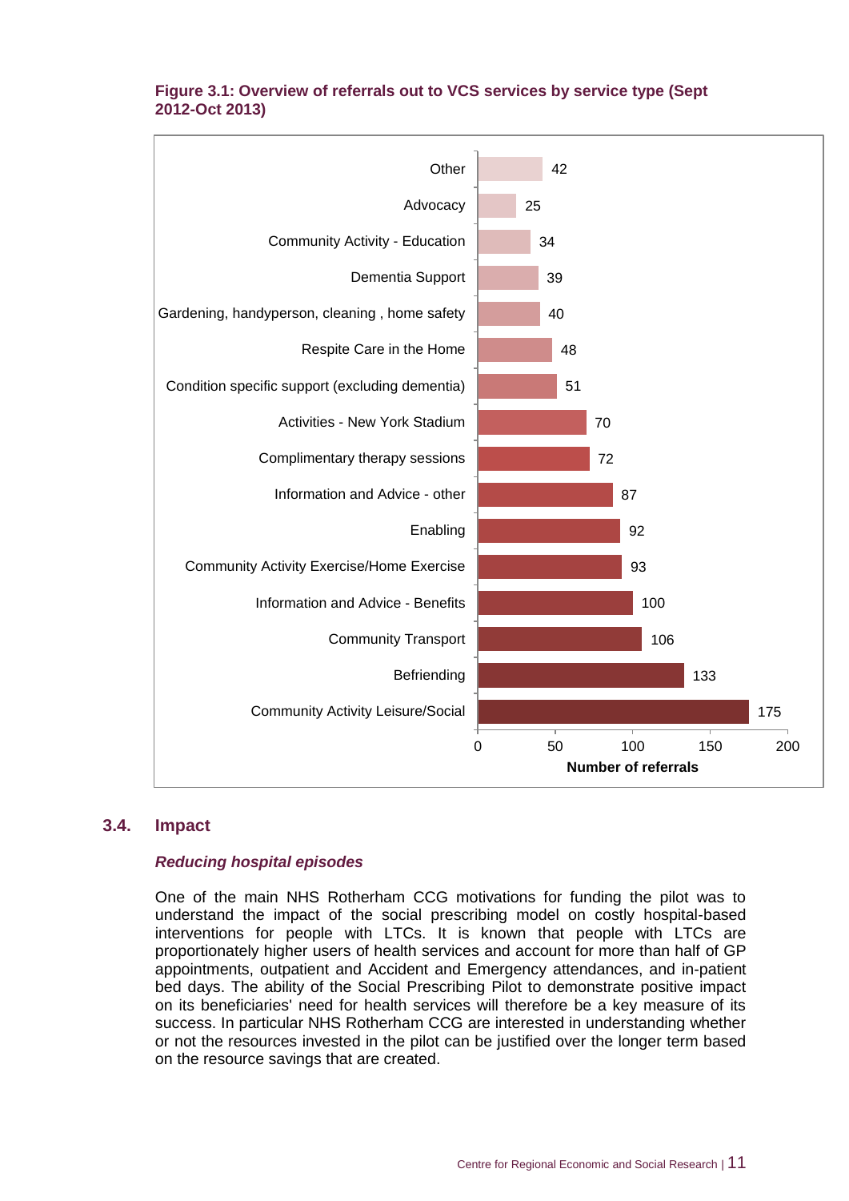**Figure 3.1: Overview of referrals out to VCS services by service type (Sept 2012-Oct 2013)**

| Service type | Number of referrals |
| --- | --- |
| Other | 42 |
| Advocacy | 25 |
| Community Activity - Education | 34 |
| Dementia Support | 39 |
| Gardening, handyperson, cleaning , home safety | 40 |
| Respite Care in the Home | 48 |
| Condition specific support (excluding dementia) | 51 |
| Activities - New York Stadium | 70 |
| Complimentary therapy sessions | 72 |
| Information and Advice - other | 87 |
| Enabling | 92 |
| Community Activity Exercise/Home Exercise | 93 |
| Information and Advice - Benefits | 100 |
| Community Transport | 106 |
| Befriending | 133 |
| Community Activity Leisure/Social | 175 |

## 3.4. Impact

### *Reducing hospital episodes*

One of the main NHS Rotherham CCG motivations for funding the pilot was to understand the impact of the social prescribing model on costly hospital-based interventions for people with LTCs. It is known that people with LTCs are proportionately higher users of health services and account for more than half of GP appointments, outpatient and Accident and Emergency attendances, and in-patient bed days. The ability of the Social Prescribing Pilot to demonstrate positive impact on its beneficiaries' need for health services will therefore be a key measure of its success. In particular NHS Rotherham CCG are interested in understanding whether or not the resources invested in the pilot can be justified over the longer term based on the resource savings that are created.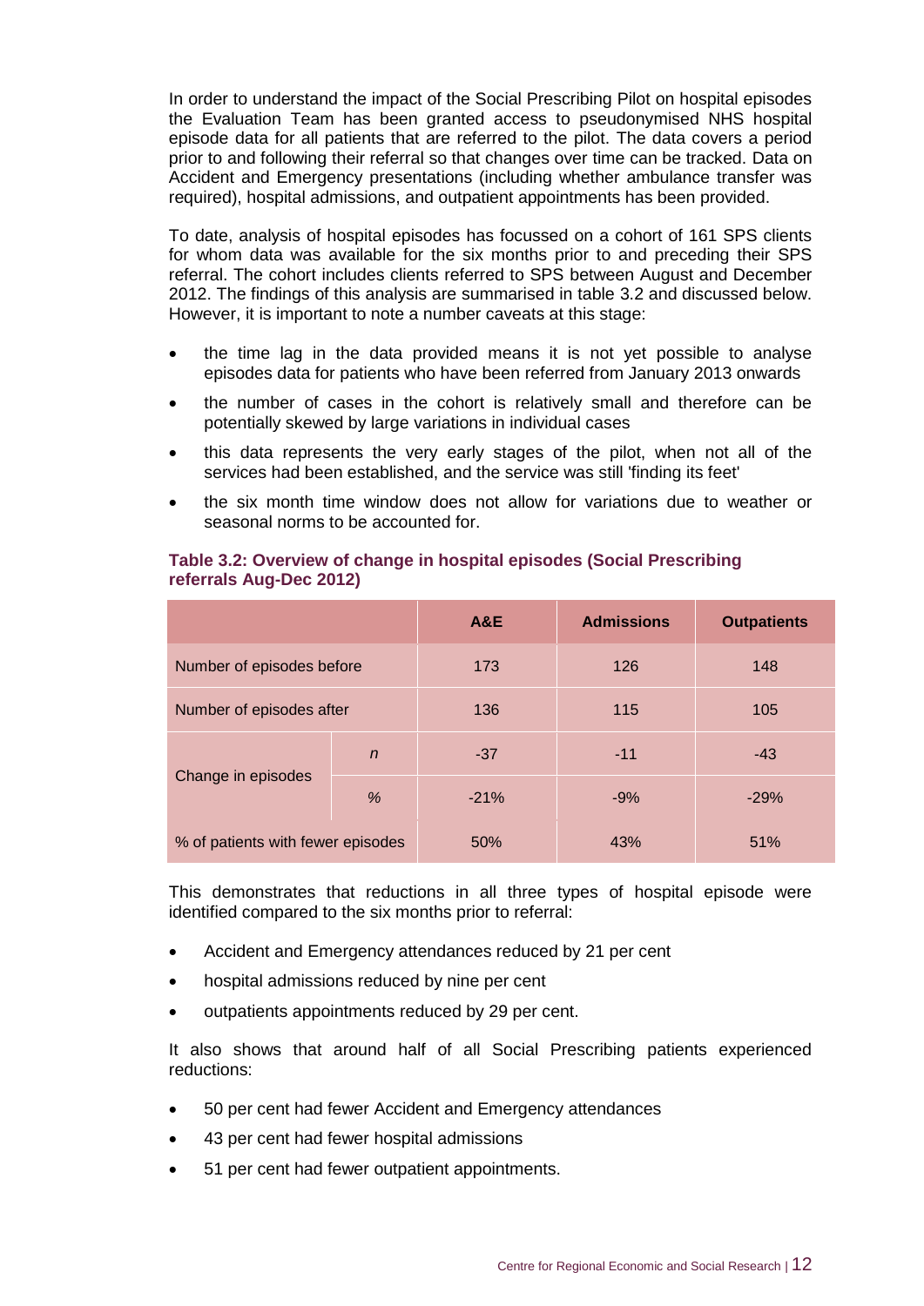In order to understand the impact of the Social Prescribing Pilot on hospital episodes the Evaluation Team has been granted access to pseudonymised NHS hospital episode data for all patients that are referred to the pilot. The data covers a period prior to and following their referral so that changes over time can be tracked. Data on Accident and Emergency presentations (including whether ambulance transfer was required), hospital admissions, and outpatient appointments has been provided.

To date, analysis of hospital episodes has focussed on a cohort of 161 SPS clients for whom data was available for the six months prior to and preceding their SPS referral. The cohort includes clients referred to SPS between August and December 2012. The findings of this analysis are summarised in table 3.2 and discussed below. However, it is important to note a number caveats at this stage:

- the time lag in the data provided means it is not yet possible to analyse episodes data for patients who have been referred from January 2013 onwards
- the number of cases in the cohort is relatively small and therefore can be potentially skewed by large variations in individual cases
- this data represents the very early stages of the pilot, when not all of the services had been established, and the service was still 'finding its feet'
- the six month time window does not allow for variations due to weather or seasonal norms to be accounted for.

**Table 3.2: Overview of change in hospital episodes (Social Prescribing referrals Aug-Dec 2012)**

| | | A&E | Admissions | Outpatients |
|---|---|---|---|---|
| Number of episodes before | | 173 | 126 | 148 |
| Number of episodes after | | 136 | 115 | 105 |
| Change in episodes | *n* | -37 | -11 | -43 |
| | *%* | -21% | -9% | -29% |
| % of patients with fewer episodes | | 50% | 43% | 51% |

This demonstrates that reductions in all three types of hospital episode were identified compared to the six months prior to referral:

- Accident and Emergency attendances reduced by 21 per cent
- hospital admissions reduced by nine per cent
- outpatients appointments reduced by 29 per cent.

It also shows that around half of all Social Prescribing patients experienced reductions:

- 50 per cent had fewer Accident and Emergency attendances
- 43 per cent had fewer hospital admissions
- 51 per cent had fewer outpatient appointments.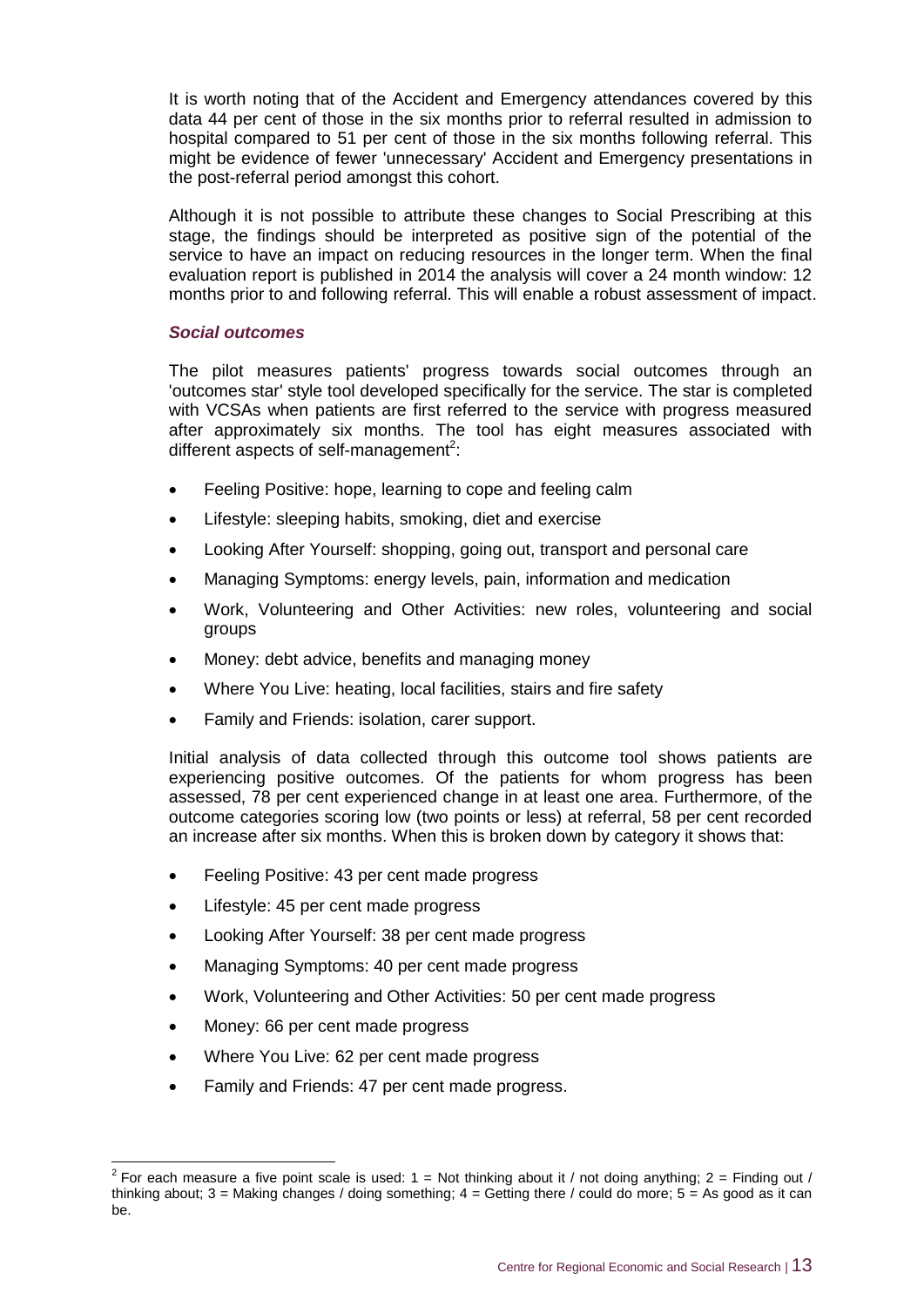It is worth noting that of the Accident and Emergency attendances covered by this data 44 per cent of those in the six months prior to referral resulted in admission to hospital compared to 51 per cent of those in the six months following referral. This might be evidence of fewer 'unnecessary' Accident and Emergency presentations in the post-referral period amongst this cohort.

Although it is not possible to attribute these changes to Social Prescribing at this stage, the findings should be interpreted as positive sign of the potential of the service to have an impact on reducing resources in the longer term. When the final evaluation report is published in 2014 the analysis will cover a 24 month window: 12 months prior to and following referral. This will enable a robust assessment of impact.

### *Social outcomes*

The pilot measures patients' progress towards social outcomes through an 'outcomes star' style tool developed specifically for the service. The star is completed with VCSAs when patients are first referred to the service with progress measured after approximately six months. The tool has eight measures associated with different aspects of self-management[2]:

- Feeling Positive: hope, learning to cope and feeling calm
- Lifestyle: sleeping habits, smoking, diet and exercise
- Looking After Yourself: shopping, going out, transport and personal care
- Managing Symptoms: energy levels, pain, information and medication
- Work, Volunteering and Other Activities: new roles, volunteering and social groups
- Money: debt advice, benefits and managing money
- Where You Live: heating, local facilities, stairs and fire safety
- Family and Friends: isolation, carer support.

Initial analysis of data collected through this outcome tool shows patients are experiencing positive outcomes. Of the patients for whom progress has been assessed, 78 per cent experienced change in at least one area. Furthermore, of the outcome categories scoring low (two points or less) at referral, 58 per cent recorded an increase after six months. When this is broken down by category it shows that:

- Feeling Positive: 43 per cent made progress
- Lifestyle: 45 per cent made progress
- Looking After Yourself: 38 per cent made progress
- Managing Symptoms: 40 per cent made progress
- Work, Volunteering and Other Activities: 50 per cent made progress
- Money: 66 per cent made progress
- Where You Live: 62 per cent made progress
- Family and Friends: 47 per cent made progress.

[2] For each measure a five point scale is used: 1 = Not thinking about it / not doing anything; 2 = Finding out / thinking about; 3 = Making changes / doing something; 4 = Getting there / could do more; 5 = As good as it can be.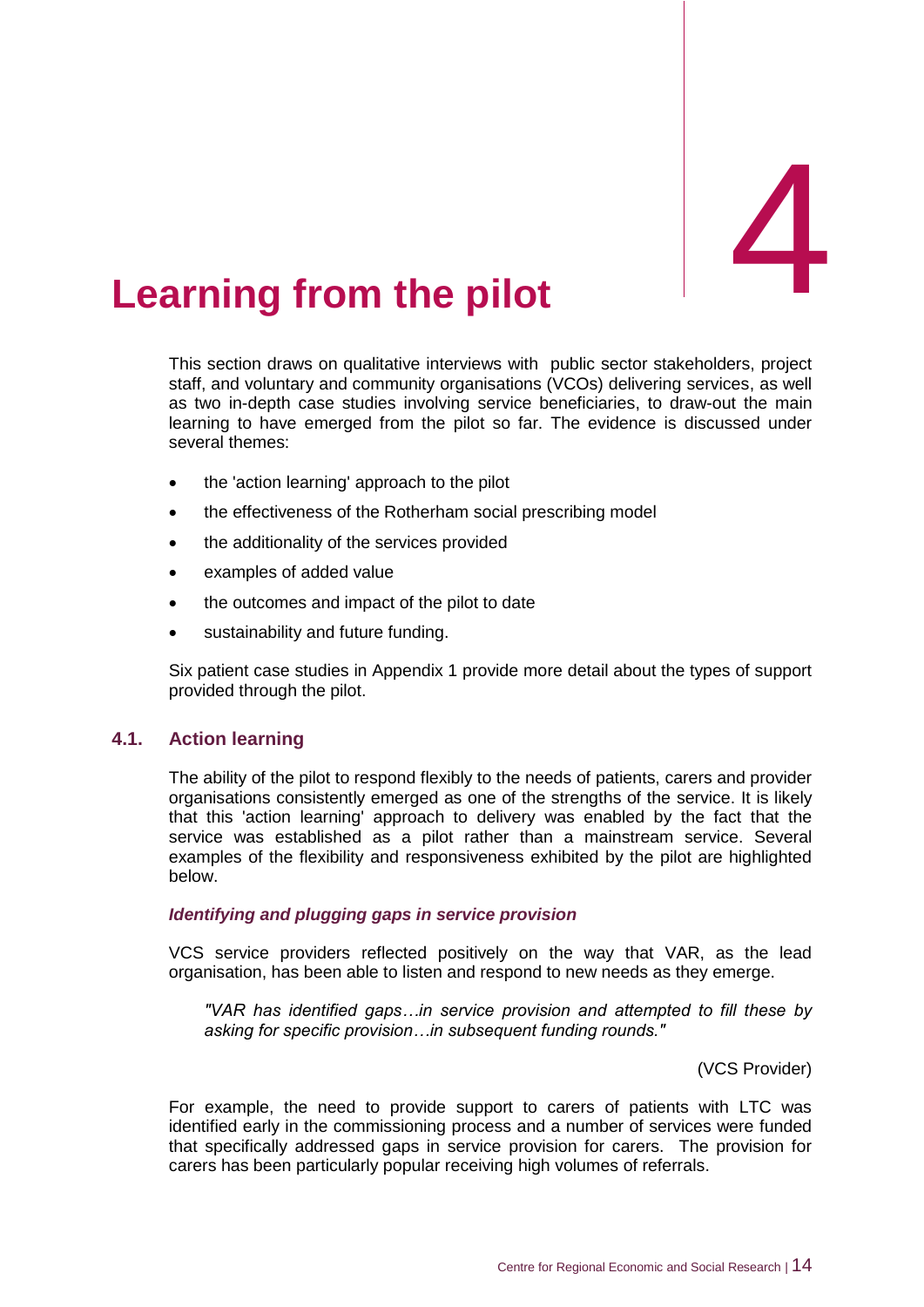# 4 Learning from the pilot

This section draws on qualitative interviews with public sector stakeholders, project staff, and voluntary and community organisations (VCOs) delivering services, as well as two in-depth case studies involving service beneficiaries, to draw-out the main learning to have emerged from the pilot so far. The evidence is discussed under several themes:

- the 'action learning' approach to the pilot
- the effectiveness of the Rotherham social prescribing model
- the additionality of the services provided
- examples of added value
- the outcomes and impact of the pilot to date
- sustainability and future funding.

Six patient case studies in Appendix 1 provide more detail about the types of support provided through the pilot.

## 4.1. Action learning

The ability of the pilot to respond flexibly to the needs of patients, carers and provider organisations consistently emerged as one of the strengths of the service. It is likely that this 'action learning' approach to delivery was enabled by the fact that the service was established as a pilot rather than a mainstream service. Several examples of the flexibility and responsiveness exhibited by the pilot are highlighted below.

### *Identifying and plugging gaps in service provision*

VCS service providers reflected positively on the way that VAR, as the lead organisation, has been able to listen and respond to new needs as they emerge.

> *"VAR has identified gaps…in service provision and attempted to fill these by asking for specific provision…in subsequent funding rounds."*
>
> (VCS Provider)

For example, the need to provide support to carers of patients with LTC was identified early in the commissioning process and a number of services were funded that specifically addressed gaps in service provision for carers. The provision for carers has been particularly popular receiving high volumes of referrals.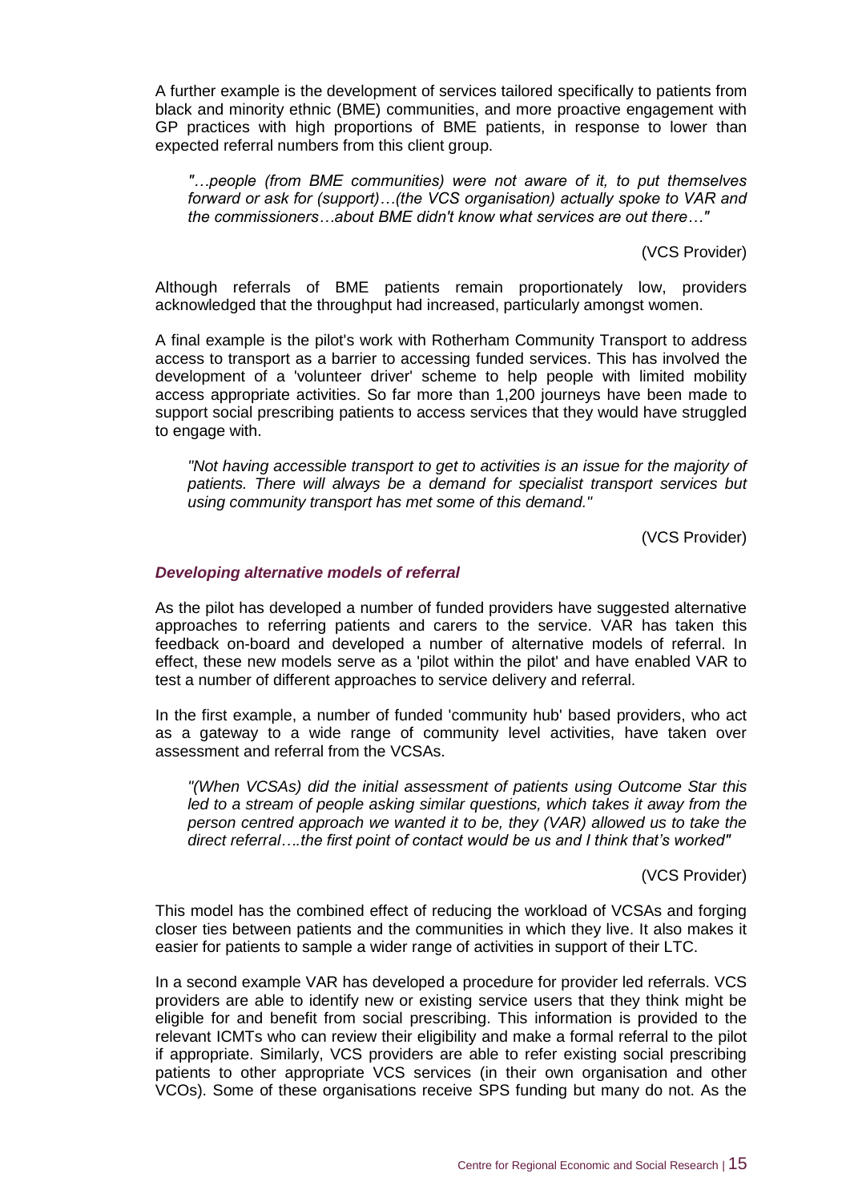A further example is the development of services tailored specifically to patients from black and minority ethnic (BME) communities, and more proactive engagement with GP practices with high proportions of BME patients, in response to lower than expected referral numbers from this client group.

> *"…people (from BME communities) were not aware of it, to put themselves forward or ask for (support)…(the VCS organisation) actually spoke to VAR and the commissioners…about BME didn't know what services are out there…"*
>
> (VCS Provider)

Although referrals of BME patients remain proportionately low, providers acknowledged that the throughput had increased, particularly amongst women.

A final example is the pilot's work with Rotherham Community Transport to address access to transport as a barrier to accessing funded services. This has involved the development of a 'volunteer driver' scheme to help people with limited mobility access appropriate activities. So far more than 1,200 journeys have been made to support social prescribing patients to access services that they would have struggled to engage with.

> *"Not having accessible transport to get to activities is an issue for the majority of patients. There will always be a demand for specialist transport services but using community transport has met some of this demand."*
>
> (VCS Provider)

#### *Developing alternative models of referral*

As the pilot has developed a number of funded providers have suggested alternative approaches to referring patients and carers to the service. VAR has taken this feedback on-board and developed a number of alternative models of referral. In effect, these new models serve as a 'pilot within the pilot' and have enabled VAR to test a number of different approaches to service delivery and referral.

In the first example, a number of funded 'community hub' based providers, who act as a gateway to a wide range of community level activities, have taken over assessment and referral from the VCSAs.

> *"(When VCSAs) did the initial assessment of patients using Outcome Star this led to a stream of people asking similar questions, which takes it away from the person centred approach we wanted it to be, they (VAR) allowed us to take the direct referral….the first point of contact would be us and I think that's worked"*
>
> (VCS Provider)

This model has the combined effect of reducing the workload of VCSAs and forging closer ties between patients and the communities in which they live. It also makes it easier for patients to sample a wider range of activities in support of their LTC.

In a second example VAR has developed a procedure for provider led referrals. VCS providers are able to identify new or existing service users that they think might be eligible for and benefit from social prescribing. This information is provided to the relevant ICMTs who can review their eligibility and make a formal referral to the pilot if appropriate. Similarly, VCS providers are able to refer existing social prescribing patients to other appropriate VCS services (in their own organisation and other VCOs). Some of these organisations receive SPS funding but many do not. As the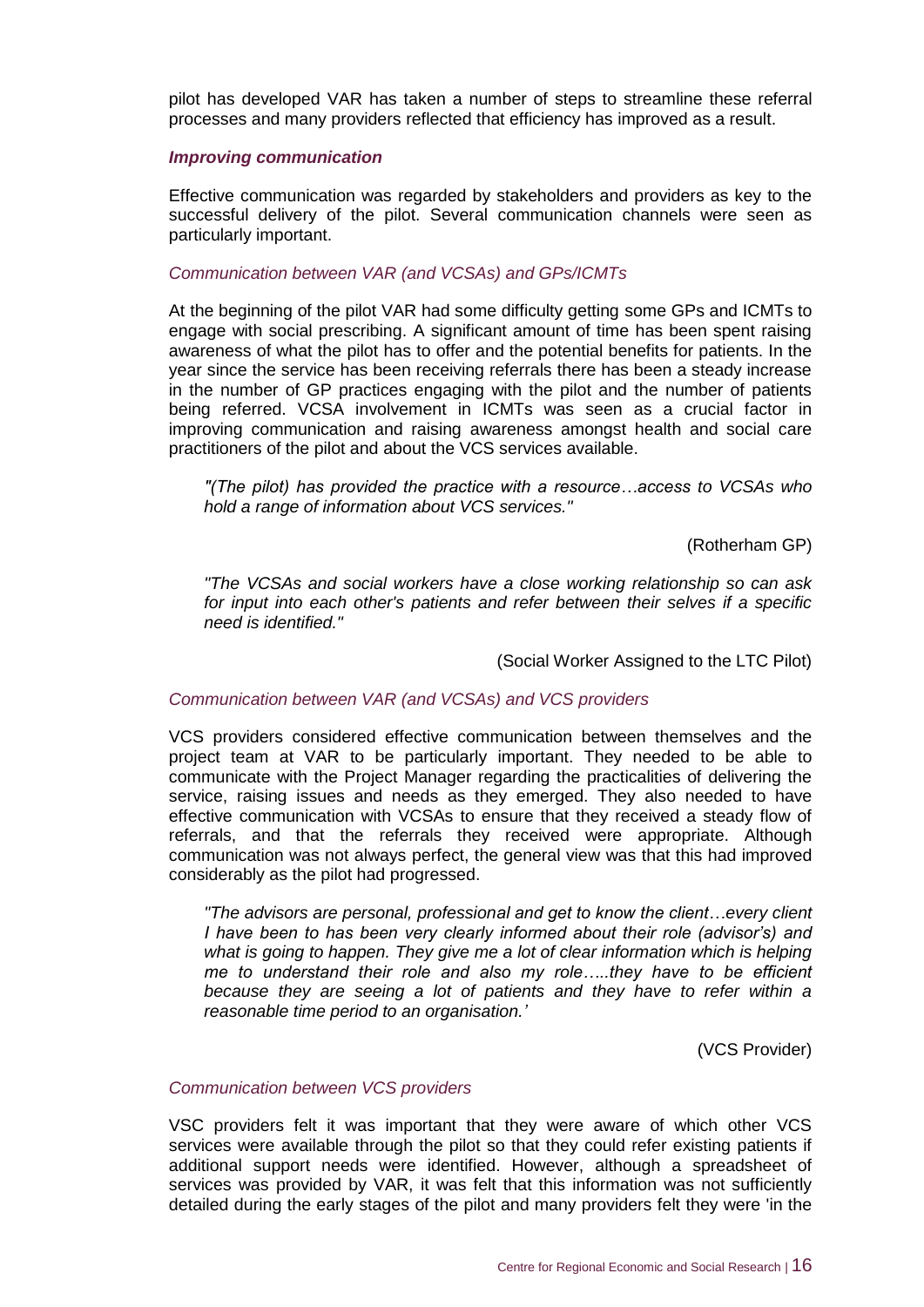pilot has developed VAR has taken a number of steps to streamline these referral processes and many providers reflected that efficiency has improved as a result.

***Improving communication***

Effective communication was regarded by stakeholders and providers as key to the successful delivery of the pilot. Several communication channels were seen as particularly important.

*Communication between VAR (and VCSAs) and GPs/ICMTs*

At the beginning of the pilot VAR had some difficulty getting some GPs and ICMTs to engage with social prescribing. A significant amount of time has been spent raising awareness of what the pilot has to offer and the potential benefits for patients. In the year since the service has been receiving referrals there has been a steady increase in the number of GP practices engaging with the pilot and the number of patients being referred. VCSA involvement in ICMTs was seen as a crucial factor in improving communication and raising awareness amongst health and social care practitioners of the pilot and about the VCS services available.

> *"(The pilot) has provided the practice with a resource…access to VCSAs who hold a range of information about VCS services."*
>
> (Rotherham GP)

> *"The VCSAs and social workers have a close working relationship so can ask for input into each other's patients and refer between their selves if a specific need is identified."*
>
> (Social Worker Assigned to the LTC Pilot)

*Communication between VAR (and VCSAs) and VCS providers*

VCS providers considered effective communication between themselves and the project team at VAR to be particularly important. They needed to be able to communicate with the Project Manager regarding the practicalities of delivering the service, raising issues and needs as they emerged. They also needed to have effective communication with VCSAs to ensure that they received a steady flow of referrals, and that the referrals they received were appropriate. Although communication was not always perfect, the general view was that this had improved considerably as the pilot had progressed.

> *"The advisors are personal, professional and get to know the client…every client I have been to has been very clearly informed about their role (advisor's) and what is going to happen. They give me a lot of clear information which is helping me to understand their role and also my role…..they have to be efficient because they are seeing a lot of patients and they have to refer within a reasonable time period to an organisation.'*
>
> (VCS Provider)

*Communication between VCS providers*

VSC providers felt it was important that they were aware of which other VCS services were available through the pilot so that they could refer existing patients if additional support needs were identified. However, although a spreadsheet of services was provided by VAR, it was felt that this information was not sufficiently detailed during the early stages of the pilot and many providers felt they were 'in the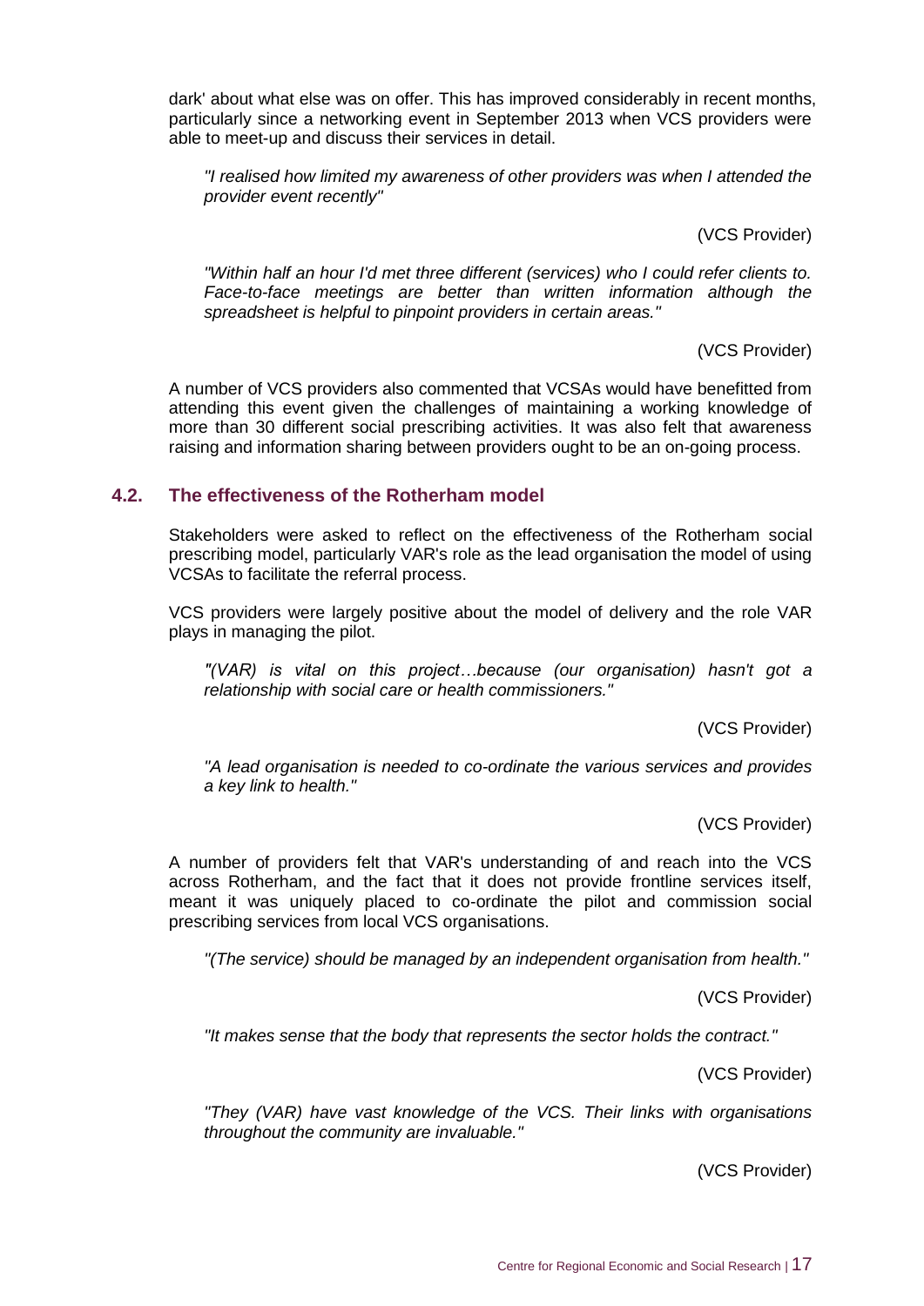dark' about what else was on offer. This has improved considerably in recent months, particularly since a networking event in September 2013 when VCS providers were able to meet-up and discuss their services in detail.

> *"I realised how limited my awareness of other providers was when I attended the provider event recently"*
>
> (VCS Provider)

> *"Within half an hour I'd met three different (services) who I could refer clients to. Face-to-face meetings are better than written information although the spreadsheet is helpful to pinpoint providers in certain areas."*
>
> (VCS Provider)

A number of VCS providers also commented that VCSAs would have benefitted from attending this event given the challenges of maintaining a working knowledge of more than 30 different social prescribing activities. It was also felt that awareness raising and information sharing between providers ought to be an on-going process.

## 4.2. The effectiveness of the Rotherham model

Stakeholders were asked to reflect on the effectiveness of the Rotherham social prescribing model, particularly VAR's role as the lead organisation the model of using VCSAs to facilitate the referral process.

VCS providers were largely positive about the model of delivery and the role VAR plays in managing the pilot.

> *"(VAR) is vital on this project…because (our organisation) hasn't got a relationship with social care or health commissioners."*
>
> (VCS Provider)

> *"A lead organisation is needed to co-ordinate the various services and provides a key link to health."*
>
> (VCS Provider)

A number of providers felt that VAR's understanding of and reach into the VCS across Rotherham, and the fact that it does not provide frontline services itself, meant it was uniquely placed to co-ordinate the pilot and commission social prescribing services from local VCS organisations.

> *"(The service) should be managed by an independent organisation from health."*
>
> (VCS Provider)

> *"It makes sense that the body that represents the sector holds the contract."*
>
> (VCS Provider)

> *"They (VAR) have vast knowledge of the VCS. Their links with organisations throughout the community are invaluable."*
>
> (VCS Provider)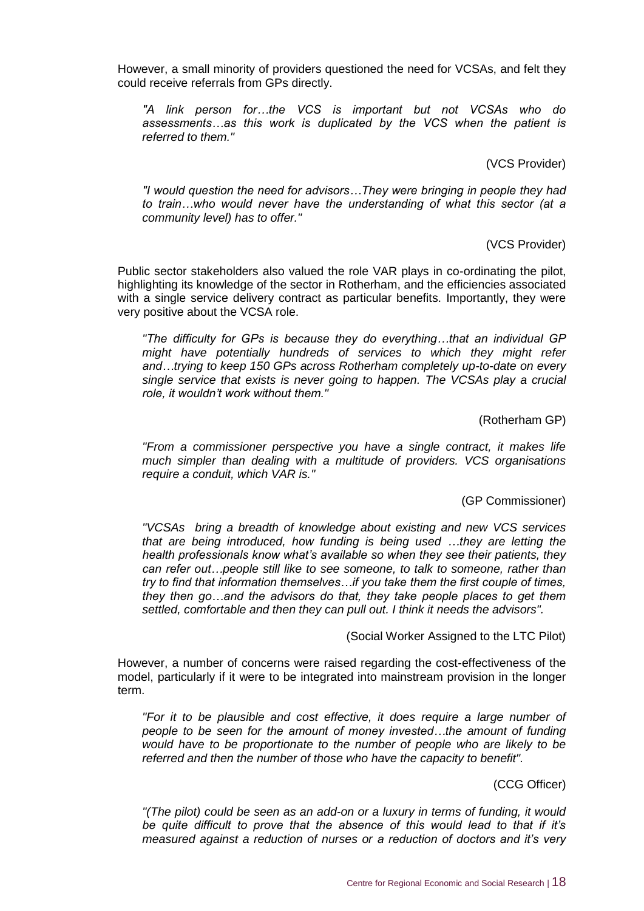However, a small minority of providers questioned the need for VCSAs, and felt they could receive referrals from GPs directly.

> *"A link person for…the VCS is important but not VCSAs who do assessments…as this work is duplicated by the VCS when the patient is referred to them."*
>
> (VCS Provider)

> *"I would question the need for advisors…They were bringing in people they had to train…who would never have the understanding of what this sector (at a community level) has to offer."*
>
> (VCS Provider)

Public sector stakeholders also valued the role VAR plays in co-ordinating the pilot, highlighting its knowledge of the sector in Rotherham, and the efficiencies associated with a single service delivery contract as particular benefits. Importantly, they were very positive about the VCSA role.

> *"The difficulty for GPs is because they do everything…that an individual GP might have potentially hundreds of services to which they might refer and…trying to keep 150 GPs across Rotherham completely up-to-date on every single service that exists is never going to happen. The VCSAs play a crucial role, it wouldn't work without them."*
>
> (Rotherham GP)

> *"From a commissioner perspective you have a single contract, it makes life much simpler than dealing with a multitude of providers. VCS organisations require a conduit, which VAR is."*
>
> (GP Commissioner)

> *"VCSAs bring a breadth of knowledge about existing and new VCS services that are being introduced, how funding is being used …they are letting the health professionals know what's available so when they see their patients, they can refer out…people still like to see someone, to talk to someone, rather than try to find that information themselves…if you take them the first couple of times, they then go…and the advisors do that, they take people places to get them settled, comfortable and then they can pull out. I think it needs the advisors".*
>
> (Social Worker Assigned to the LTC Pilot)

However, a number of concerns were raised regarding the cost-effectiveness of the model, particularly if it were to be integrated into mainstream provision in the longer term.

> *"For it to be plausible and cost effective, it does require a large number of people to be seen for the amount of money invested…the amount of funding would have to be proportionate to the number of people who are likely to be referred and then the number of those who have the capacity to benefit".*
>
> (CCG Officer)

> *"(The pilot) could be seen as an add-on or a luxury in terms of funding, it would be quite difficult to prove that the absence of this would lead to that if it's measured against a reduction of nurses or a reduction of doctors and it's very*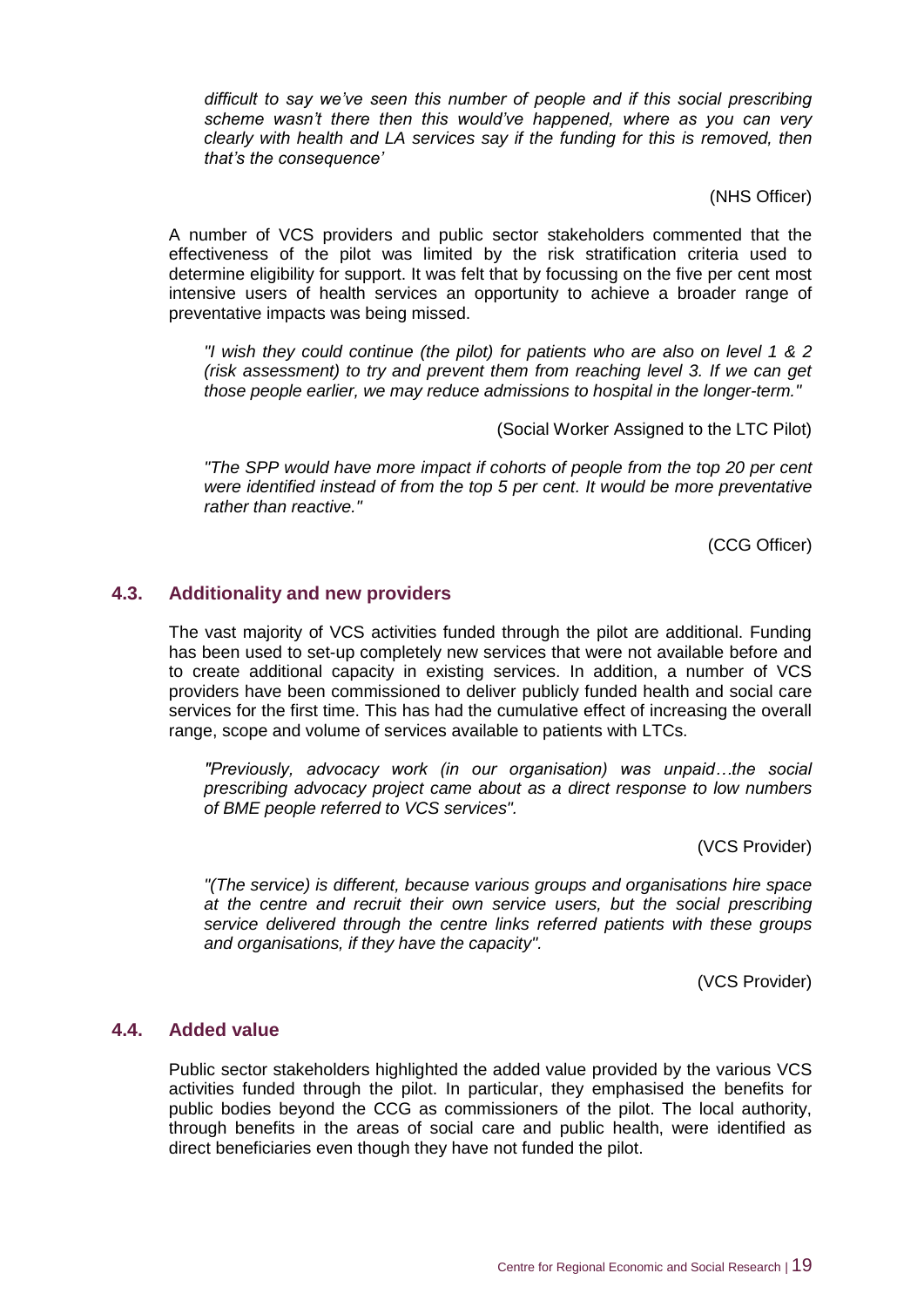*difficult to say we've seen this number of people and if this social prescribing scheme wasn't there then this would've happened, where as you can very clearly with health and LA services say if the funding for this is removed, then that's the consequence'*

(NHS Officer)

A number of VCS providers and public sector stakeholders commented that the effectiveness of the pilot was limited by the risk stratification criteria used to determine eligibility for support. It was felt that by focussing on the five per cent most intensive users of health services an opportunity to achieve a broader range of preventative impacts was being missed.

*"I wish they could continue (the pilot) for patients who are also on level 1 & 2 (risk assessment) to try and prevent them from reaching level 3. If we can get those people earlier, we may reduce admissions to hospital in the longer-term."*

(Social Worker Assigned to the LTC Pilot)

*"The SPP would have more impact if cohorts of people from the top 20 per cent were identified instead of from the top 5 per cent. It would be more preventative rather than reactive."*

(CCG Officer)

### 4.3. Additionality and new providers

The vast majority of VCS activities funded through the pilot are additional. Funding has been used to set-up completely new services that were not available before and to create additional capacity in existing services. In addition, a number of VCS providers have been commissioned to deliver publicly funded health and social care services for the first time. This has had the cumulative effect of increasing the overall range, scope and volume of services available to patients with LTCs.

*"Previously, advocacy work (in our organisation) was unpaid…the social prescribing advocacy project came about as a direct response to low numbers of BME people referred to VCS services".*

(VCS Provider)

*"(The service) is different, because various groups and organisations hire space at the centre and recruit their own service users, but the social prescribing service delivered through the centre links referred patients with these groups and organisations, if they have the capacity".*

(VCS Provider)

### 4.4. Added value

Public sector stakeholders highlighted the added value provided by the various VCS activities funded through the pilot. In particular, they emphasised the benefits for public bodies beyond the CCG as commissioners of the pilot. The local authority, through benefits in the areas of social care and public health, were identified as direct beneficiaries even though they have not funded the pilot.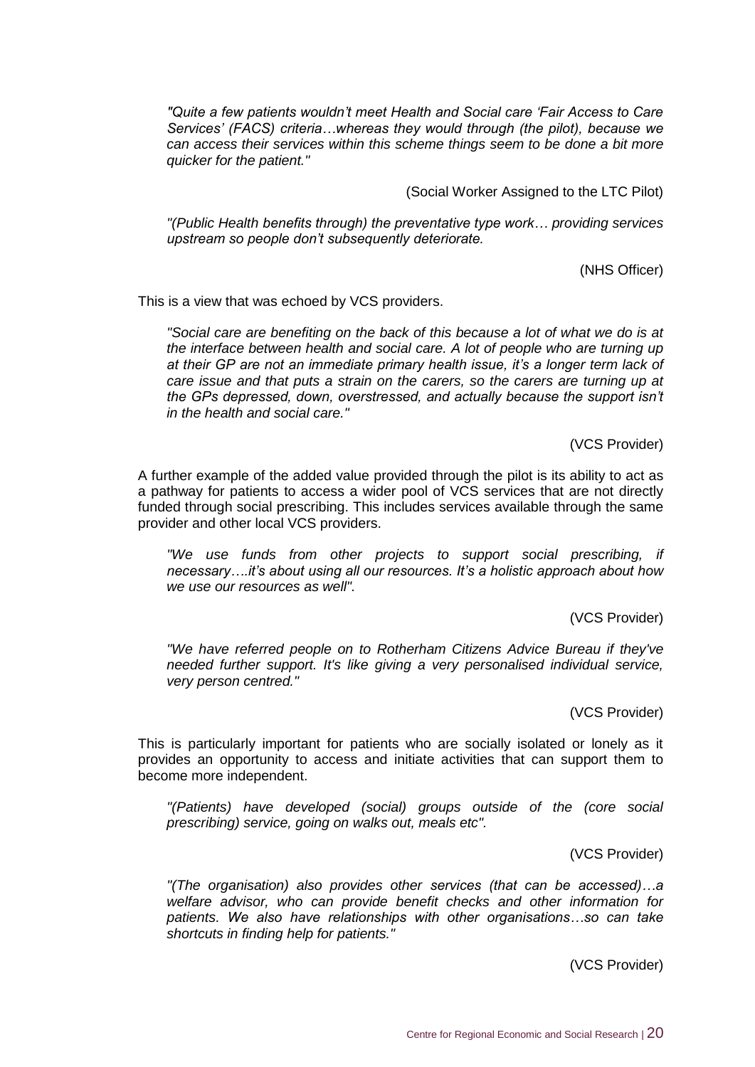*"Quite a few patients wouldn't meet Health and Social care 'Fair Access to Care Services' (FACS) criteria…whereas they would through (the pilot), because we can access their services within this scheme things seem to be done a bit more quicker for the patient."*

(Social Worker Assigned to the LTC Pilot)

*"(Public Health benefits through) the preventative type work… providing services upstream so people don't subsequently deteriorate.*

(NHS Officer)

This is a view that was echoed by VCS providers.

*"Social care are benefiting on the back of this because a lot of what we do is at the interface between health and social care. A lot of people who are turning up at their GP are not an immediate primary health issue, it's a longer term lack of care issue and that puts a strain on the carers, so the carers are turning up at the GPs depressed, down, overstressed, and actually because the support isn't in the health and social care."*

(VCS Provider)

A further example of the added value provided through the pilot is its ability to act as a pathway for patients to access a wider pool of VCS services that are not directly funded through social prescribing. This includes services available through the same provider and other local VCS providers.

*"We use funds from other projects to support social prescribing, if necessary….it's about using all our resources. It's a holistic approach about how we use our resources as well".*

(VCS Provider)

*"We have referred people on to Rotherham Citizens Advice Bureau if they've needed further support. It's like giving a very personalised individual service, very person centred."*

(VCS Provider)

This is particularly important for patients who are socially isolated or lonely as it provides an opportunity to access and initiate activities that can support them to become more independent.

*"(Patients) have developed (social) groups outside of the (core social prescribing) service, going on walks out, meals etc".*

(VCS Provider)

*"(The organisation) also provides other services (that can be accessed)…a welfare advisor, who can provide benefit checks and other information for patients. We also have relationships with other organisations…so can take shortcuts in finding help for patients."*

(VCS Provider)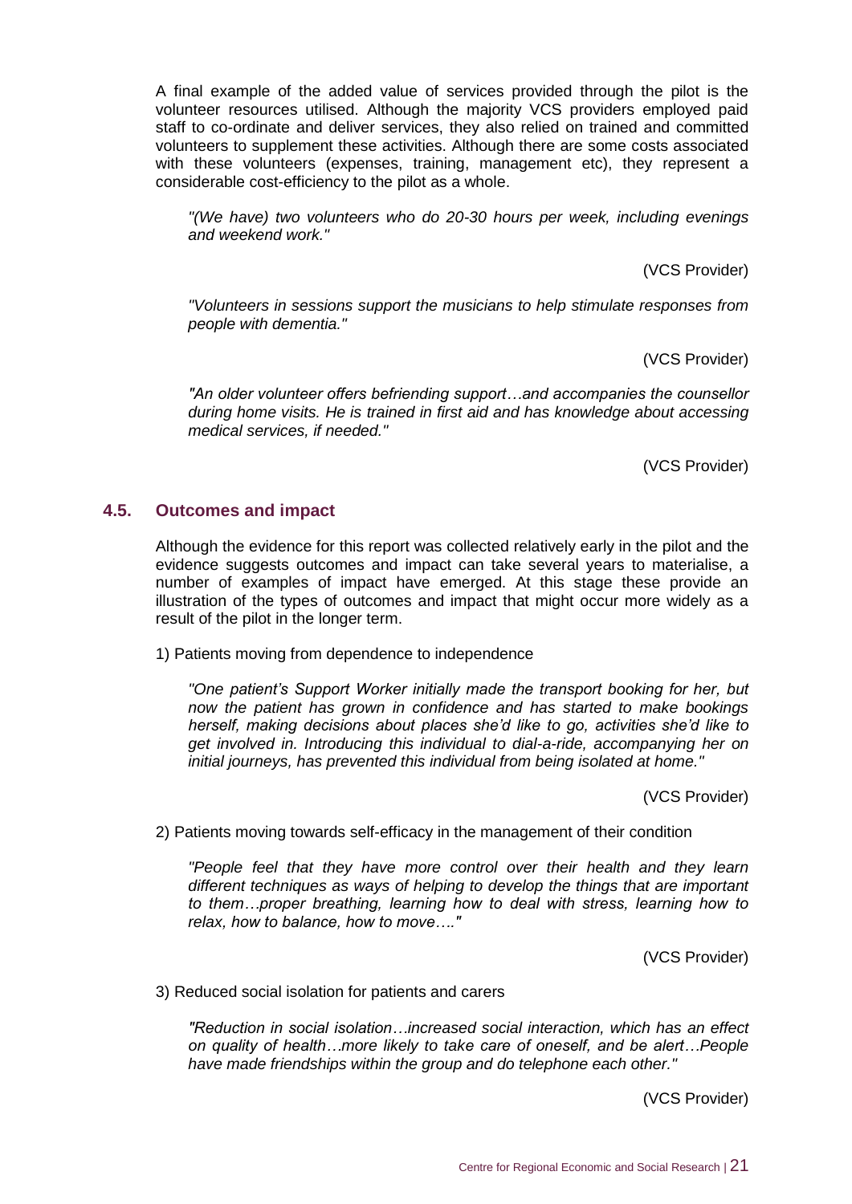A final example of the added value of services provided through the pilot is the volunteer resources utilised. Although the majority VCS providers employed paid staff to co-ordinate and deliver services, they also relied on trained and committed volunteers to supplement these activities. Although there are some costs associated with these volunteers (expenses, training, management etc), they represent a considerable cost-efficiency to the pilot as a whole.

> *"(We have) two volunteers who do 20-30 hours per week, including evenings and weekend work."*
>
> (VCS Provider)

> *"Volunteers in sessions support the musicians to help stimulate responses from people with dementia."*
>
> (VCS Provider)

> *"An older volunteer offers befriending support…and accompanies the counsellor during home visits. He is trained in first aid and has knowledge about accessing medical services, if needed."*
>
> (VCS Provider)

## 4.5. Outcomes and impact

Although the evidence for this report was collected relatively early in the pilot and the evidence suggests outcomes and impact can take several years to materialise, a number of examples of impact have emerged. At this stage these provide an illustration of the types of outcomes and impact that might occur more widely as a result of the pilot in the longer term.

1) Patients moving from dependence to independence

> *"One patient's Support Worker initially made the transport booking for her, but now the patient has grown in confidence and has started to make bookings herself, making decisions about places she'd like to go, activities she'd like to get involved in. Introducing this individual to dial-a-ride, accompanying her on initial journeys, has prevented this individual from being isolated at home."*
>
> (VCS Provider)

2) Patients moving towards self-efficacy in the management of their condition

> *"People feel that they have more control over their health and they learn different techniques as ways of helping to develop the things that are important to them…proper breathing, learning how to deal with stress, learning how to relax, how to balance, how to move…."*
>
> (VCS Provider)

3) Reduced social isolation for patients and carers

> *"Reduction in social isolation…increased social interaction, which has an effect on quality of health…more likely to take care of oneself, and be alert…People have made friendships within the group and do telephone each other."*
>
> (VCS Provider)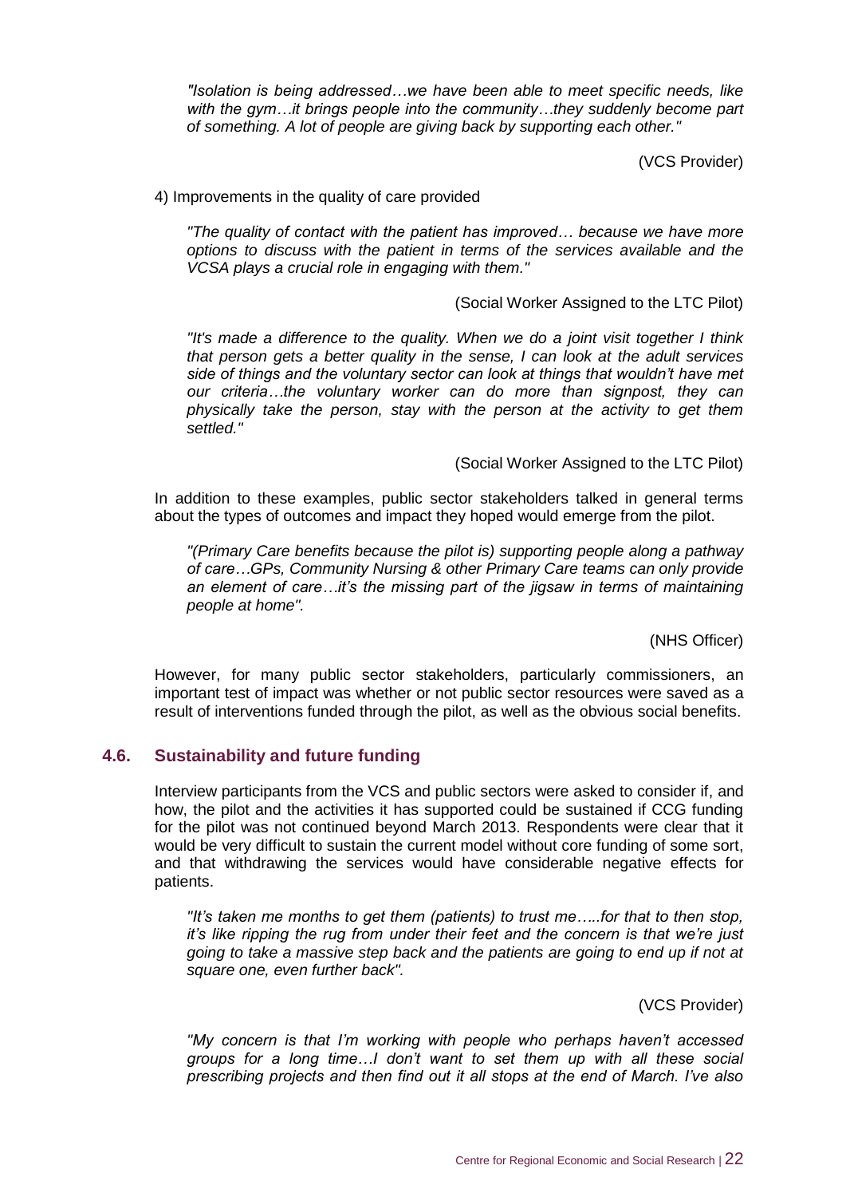*"Isolation is being addressed…we have been able to meet specific needs, like with the gym…it brings people into the community…they suddenly become part of something. A lot of people are giving back by supporting each other."*

(VCS Provider)

4) Improvements in the quality of care provided

*"The quality of contact with the patient has improved… because we have more options to discuss with the patient in terms of the services available and the VCSA plays a crucial role in engaging with them."*

(Social Worker Assigned to the LTC Pilot)

*"It's made a difference to the quality. When we do a joint visit together I think that person gets a better quality in the sense, I can look at the adult services side of things and the voluntary sector can look at things that wouldn't have met our criteria…the voluntary worker can do more than signpost, they can physically take the person, stay with the person at the activity to get them settled."*

(Social Worker Assigned to the LTC Pilot)

In addition to these examples, public sector stakeholders talked in general terms about the types of outcomes and impact they hoped would emerge from the pilot.

*"(Primary Care benefits because the pilot is) supporting people along a pathway of care…GPs, Community Nursing & other Primary Care teams can only provide an element of care…it's the missing part of the jigsaw in terms of maintaining people at home".*

(NHS Officer)

However, for many public sector stakeholders, particularly commissioners, an important test of impact was whether or not public sector resources were saved as a result of interventions funded through the pilot, as well as the obvious social benefits.

## 4.6. Sustainability and future funding

Interview participants from the VCS and public sectors were asked to consider if, and how, the pilot and the activities it has supported could be sustained if CCG funding for the pilot was not continued beyond March 2013. Respondents were clear that it would be very difficult to sustain the current model without core funding of some sort, and that withdrawing the services would have considerable negative effects for patients.

*"It's taken me months to get them (patients) to trust me…..for that to then stop, it's like ripping the rug from under their feet and the concern is that we're just going to take a massive step back and the patients are going to end up if not at square one, even further back".*

(VCS Provider)

*"My concern is that I'm working with people who perhaps haven't accessed groups for a long time…I don't want to set them up with all these social prescribing projects and then find out it all stops at the end of March. I've also*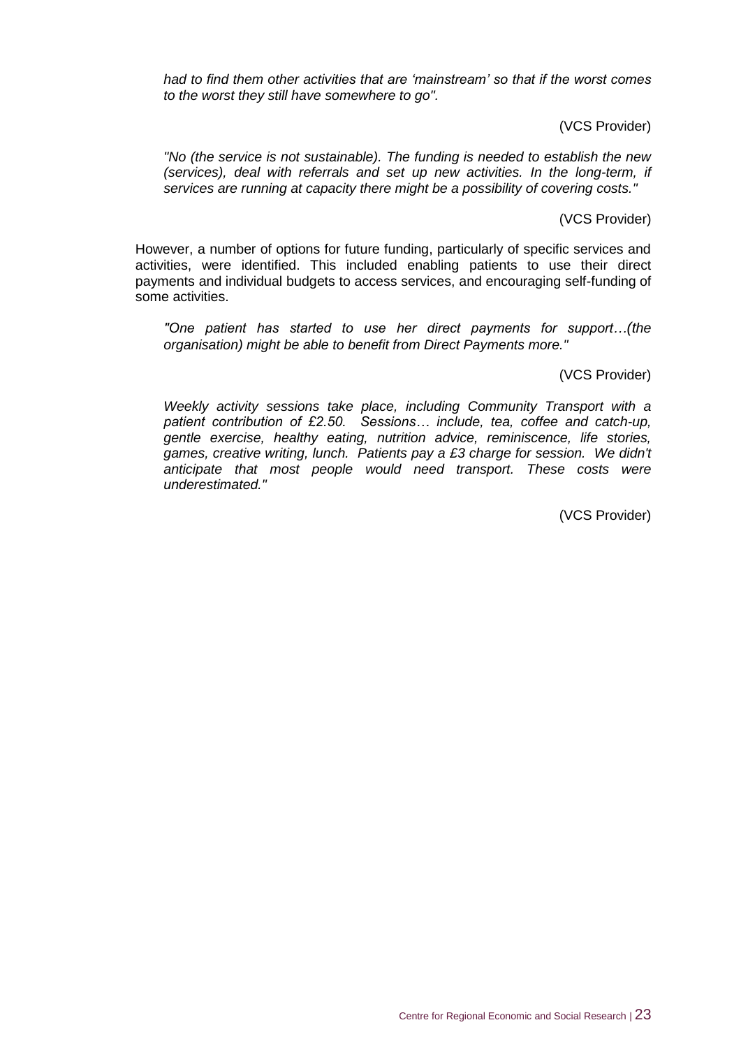*had to find them other activities that are 'mainstream' so that if the worst comes to the worst they still have somewhere to go".*

(VCS Provider)

*"No (the service is not sustainable). The funding is needed to establish the new (services), deal with referrals and set up new activities. In the long-term, if services are running at capacity there might be a possibility of covering costs."*

(VCS Provider)

However, a number of options for future funding, particularly of specific services and activities, were identified. This included enabling patients to use their direct payments and individual budgets to access services, and encouraging self-funding of some activities.

*"One patient has started to use her direct payments for support…(the organisation) might be able to benefit from Direct Payments more."*

(VCS Provider)

*Weekly activity sessions take place, including Community Transport with a patient contribution of £2.50. Sessions… include, tea, coffee and catch-up, gentle exercise, healthy eating, nutrition advice, reminiscence, life stories, games, creative writing, lunch. Patients pay a £3 charge for session. We didn't anticipate that most people would need transport. These costs were underestimated."*

(VCS Provider)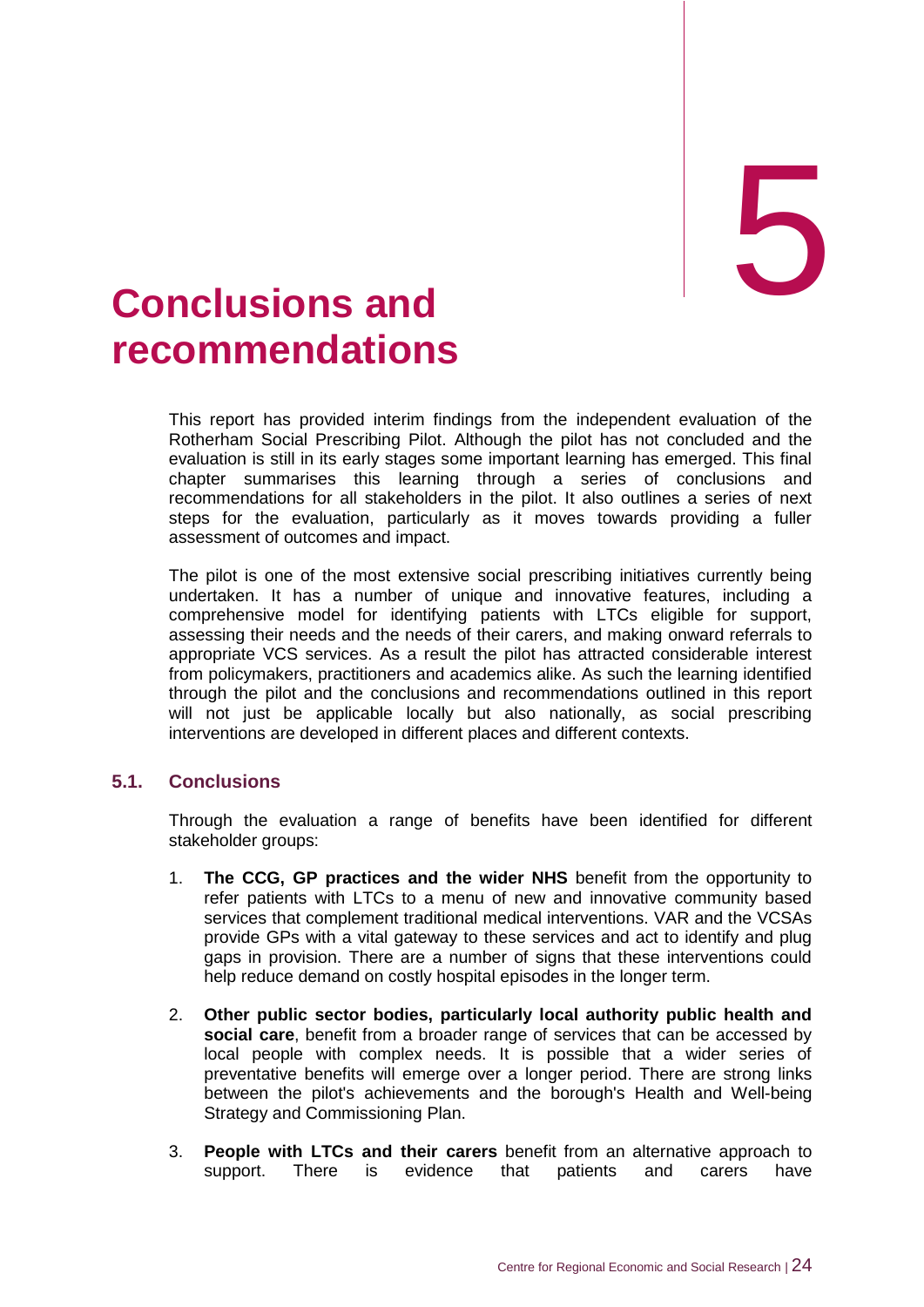# 5 Conclusions and recommendations

This report has provided interim findings from the independent evaluation of the Rotherham Social Prescribing Pilot. Although the pilot has not concluded and the evaluation is still in its early stages some important learning has emerged. This final chapter summarises this learning through a series of conclusions and recommendations for all stakeholders in the pilot. It also outlines a series of next steps for the evaluation, particularly as it moves towards providing a fuller assessment of outcomes and impact.

The pilot is one of the most extensive social prescribing initiatives currently being undertaken. It has a number of unique and innovative features, including a comprehensive model for identifying patients with LTCs eligible for support, assessing their needs and the needs of their carers, and making onward referrals to appropriate VCS services. As a result the pilot has attracted considerable interest from policymakers, practitioners and academics alike. As such the learning identified through the pilot and the conclusions and recommendations outlined in this report will not just be applicable locally but also nationally, as social prescribing interventions are developed in different places and different contexts.

## 5.1. Conclusions

Through the evaluation a range of benefits have been identified for different stakeholder groups:

1. **The CCG, GP practices and the wider NHS** benefit from the opportunity to refer patients with LTCs to a menu of new and innovative community based services that complement traditional medical interventions. VAR and the VCSAs provide GPs with a vital gateway to these services and act to identify and plug gaps in provision. There are a number of signs that these interventions could help reduce demand on costly hospital episodes in the longer term.
2. **Other public sector bodies, particularly local authority public health and social care**, benefit from a broader range of services that can be accessed by local people with complex needs. It is possible that a wider series of preventative benefits will emerge over a longer period. There are strong links between the pilot's achievements and the borough's Health and Well-being Strategy and Commissioning Plan.
3. **People with LTCs and their carers** benefit from an alternative approach to support. There is evidence that patients and carers have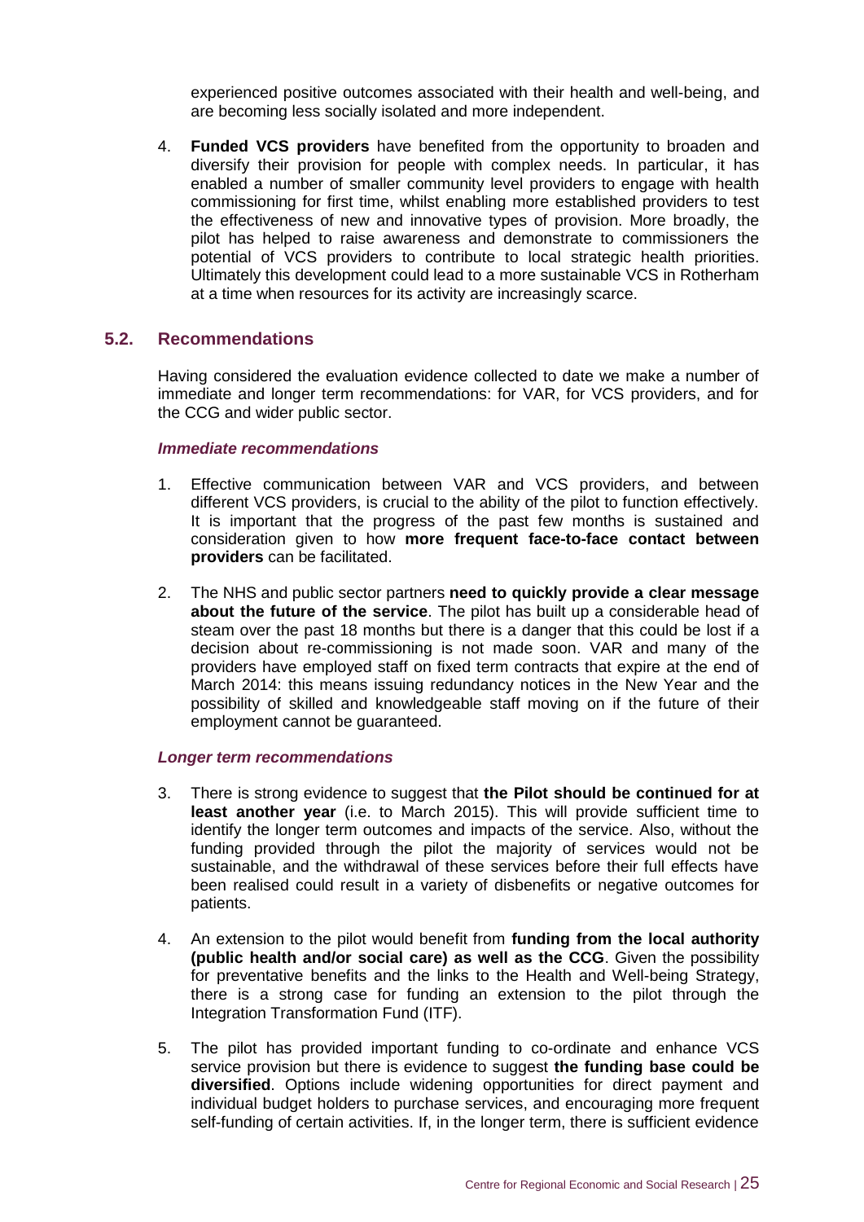experienced positive outcomes associated with their health and well-being, and are becoming less socially isolated and more independent.

4. **Funded VCS providers** have benefited from the opportunity to broaden and diversify their provision for people with complex needs. In particular, it has enabled a number of smaller community level providers to engage with health commissioning for first time, whilst enabling more established providers to test the effectiveness of new and innovative types of provision. More broadly, the pilot has helped to raise awareness and demonstrate to commissioners the potential of VCS providers to contribute to local strategic health priorities. Ultimately this development could lead to a more sustainable VCS in Rotherham at a time when resources for its activity are increasingly scarce.

## 5.2. Recommendations

Having considered the evaluation evidence collected to date we make a number of immediate and longer term recommendations: for VAR, for VCS providers, and for the CCG and wider public sector.

#### *Immediate recommendations*

1. Effective communication between VAR and VCS providers, and between different VCS providers, is crucial to the ability of the pilot to function effectively. It is important that the progress of the past few months is sustained and consideration given to how **more frequent face-to-face contact between providers** can be facilitated.

2. The NHS and public sector partners **need to quickly provide a clear message about the future of the service**. The pilot has built up a considerable head of steam over the past 18 months but there is a danger that this could be lost if a decision about re-commissioning is not made soon. VAR and many of the providers have employed staff on fixed term contracts that expire at the end of March 2014: this means issuing redundancy notices in the New Year and the possibility of skilled and knowledgeable staff moving on if the future of their employment cannot be guaranteed.

#### *Longer term recommendations*

3. There is strong evidence to suggest that **the Pilot should be continued for at least another year** (i.e. to March 2015). This will provide sufficient time to identify the longer term outcomes and impacts of the service. Also, without the funding provided through the pilot the majority of services would not be sustainable, and the withdrawal of these services before their full effects have been realised could result in a variety of disbenefits or negative outcomes for patients.

4. An extension to the pilot would benefit from **funding from the local authority (public health and/or social care) as well as the CCG**. Given the possibility for preventative benefits and the links to the Health and Well-being Strategy, there is a strong case for funding an extension to the pilot through the Integration Transformation Fund (ITF).

5. The pilot has provided important funding to co-ordinate and enhance VCS service provision but there is evidence to suggest **the funding base could be diversified**. Options include widening opportunities for direct payment and individual budget holders to purchase services, and encouraging more frequent self-funding of certain activities. If, in the longer term, there is sufficient evidence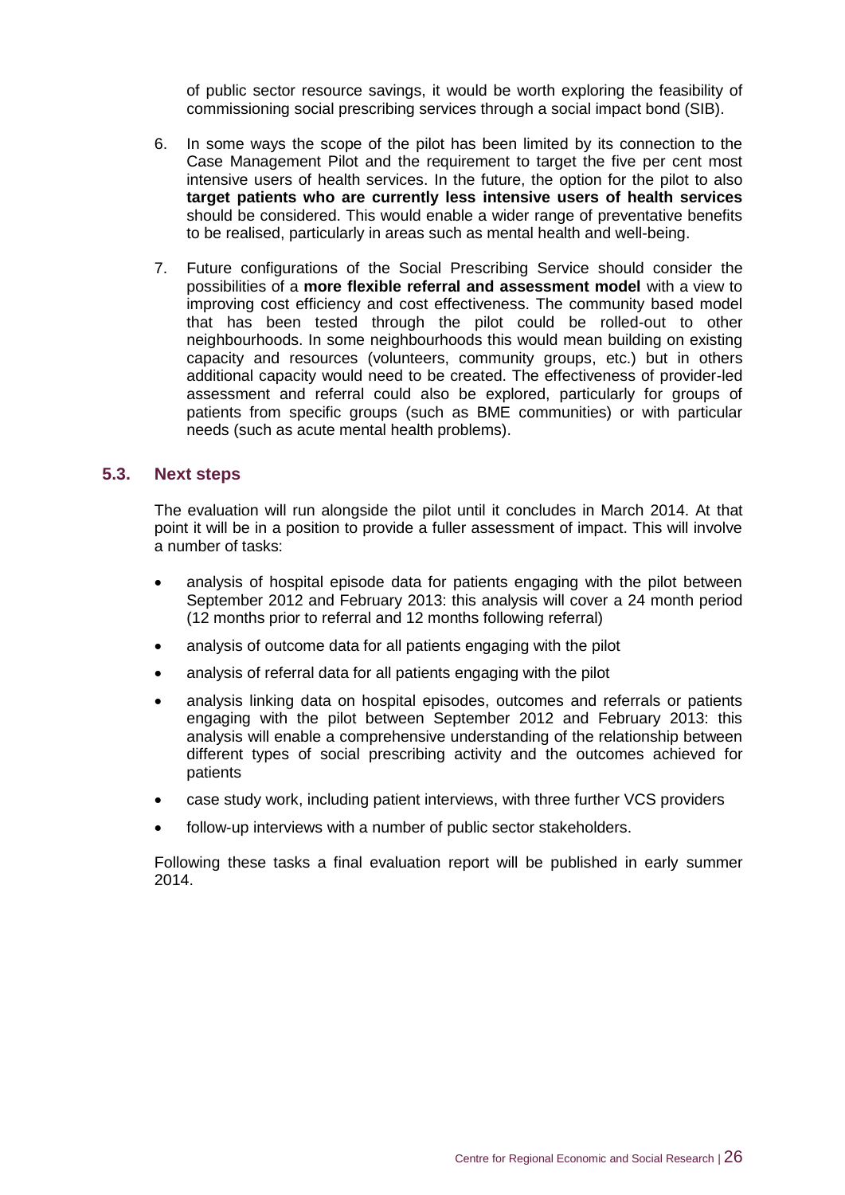of public sector resource savings, it would be worth exploring the feasibility of commissioning social prescribing services through a social impact bond (SIB).

6. In some ways the scope of the pilot has been limited by its connection to the Case Management Pilot and the requirement to target the five per cent most intensive users of health services. In the future, the option for the pilot to also **target patients who are currently less intensive users of health services** should be considered. This would enable a wider range of preventative benefits to be realised, particularly in areas such as mental health and well-being.

7. Future configurations of the Social Prescribing Service should consider the possibilities of a **more flexible referral and assessment model** with a view to improving cost efficiency and cost effectiveness. The community based model that has been tested through the pilot could be rolled-out to other neighbourhoods. In some neighbourhoods this would mean building on existing capacity and resources (volunteers, community groups, etc.) but in others additional capacity would need to be created. The effectiveness of provider-led assessment and referral could also be explored, particularly for groups of patients from specific groups (such as BME communities) or with particular needs (such as acute mental health problems).

## 5.3. Next steps

The evaluation will run alongside the pilot until it concludes in March 2014. At that point it will be in a position to provide a fuller assessment of impact. This will involve a number of tasks:

- analysis of hospital episode data for patients engaging with the pilot between September 2012 and February 2013: this analysis will cover a 24 month period (12 months prior to referral and 12 months following referral)
- analysis of outcome data for all patients engaging with the pilot
- analysis of referral data for all patients engaging with the pilot
- analysis linking data on hospital episodes, outcomes and referrals or patients engaging with the pilot between September 2012 and February 2013: this analysis will enable a comprehensive understanding of the relationship between different types of social prescribing activity and the outcomes achieved for patients
- case study work, including patient interviews, with three further VCS providers
- follow-up interviews with a number of public sector stakeholders.

Following these tasks a final evaluation report will be published in early summer 2014.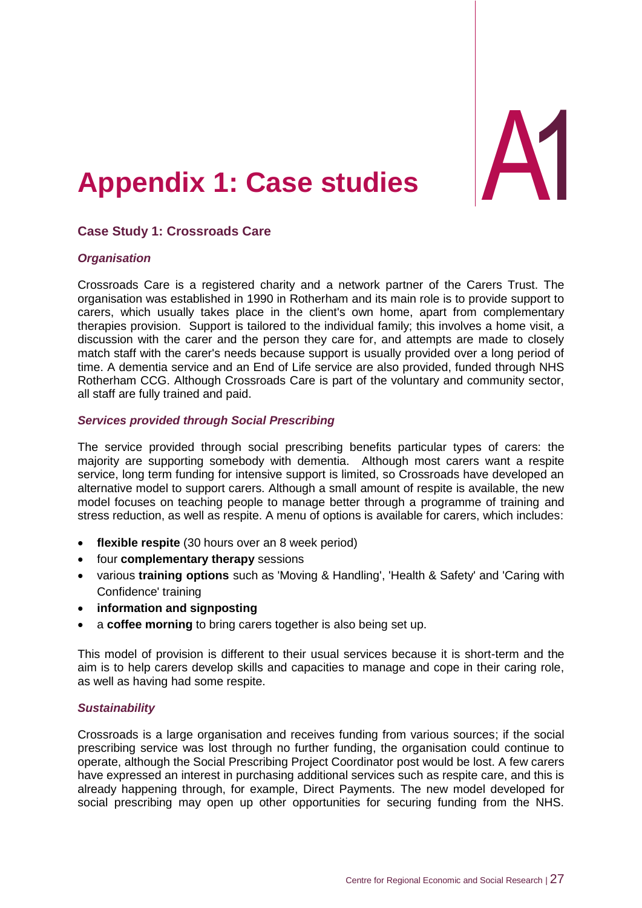# Appendix 1: Case studies

## Case Study 1: Crossroads Care

### *Organisation*

Crossroads Care is a registered charity and a network partner of the Carers Trust. The organisation was established in 1990 in Rotherham and its main role is to provide support to carers, which usually takes place in the client's own home, apart from complementary therapies provision. Support is tailored to the individual family; this involves a home visit, a discussion with the carer and the person they care for, and attempts are made to closely match staff with the carer's needs because support is usually provided over a long period of time. A dementia service and an End of Life service are also provided, funded through NHS Rotherham CCG. Although Crossroads Care is part of the voluntary and community sector, all staff are fully trained and paid.

### *Services provided through Social Prescribing*

The service provided through social prescribing benefits particular types of carers: the majority are supporting somebody with dementia. Although most carers want a respite service, long term funding for intensive support is limited, so Crossroads have developed an alternative model to support carers. Although a small amount of respite is available, the new model focuses on teaching people to manage better through a programme of training and stress reduction, as well as respite. A menu of options is available for carers, which includes:

- **flexible respite** (30 hours over an 8 week period)
- four **complementary therapy** sessions
- various **training options** such as 'Moving & Handling', 'Health & Safety' and 'Caring with Confidence' training
- **information and signposting**
- a **coffee morning** to bring carers together is also being set up.

This model of provision is different to their usual services because it is short-term and the aim is to help carers develop skills and capacities to manage and cope in their caring role, as well as having had some respite.

### *Sustainability*

Crossroads is a large organisation and receives funding from various sources; if the social prescribing service was lost through no further funding, the organisation could continue to operate, although the Social Prescribing Project Coordinator post would be lost. A few carers have expressed an interest in purchasing additional services such as respite care, and this is already happening through, for example, Direct Payments. The new model developed for social prescribing may open up other opportunities for securing funding from the NHS.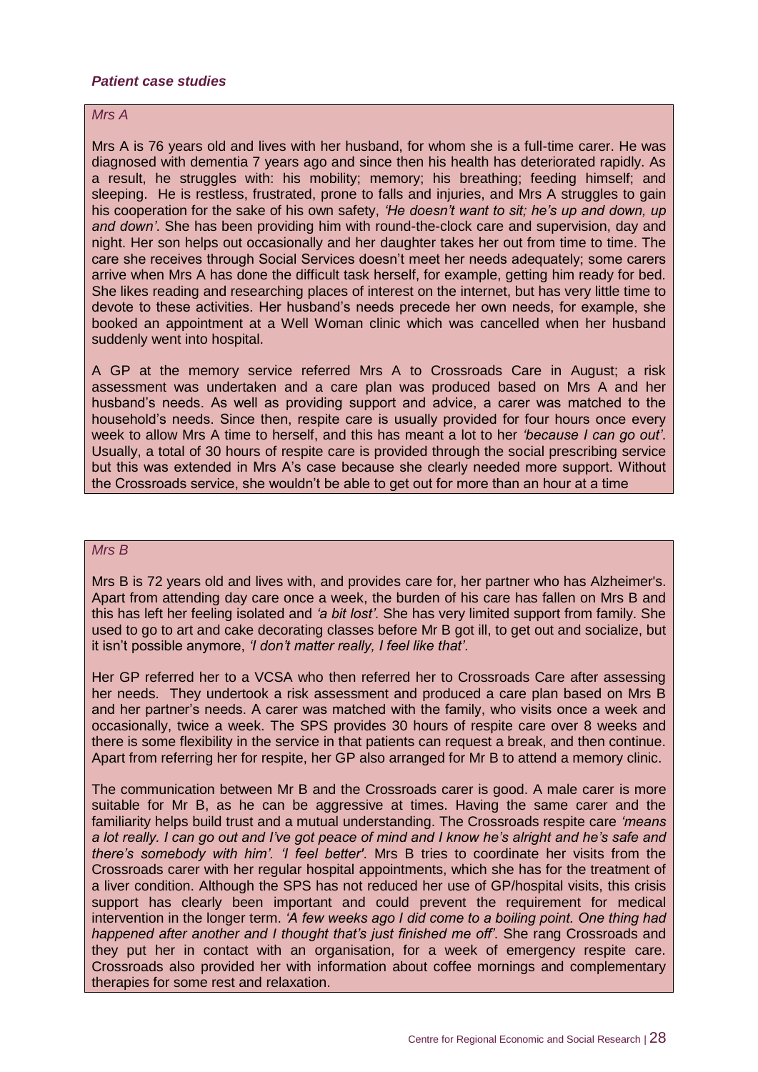***Patient case studies***

*Mrs A*

Mrs A is 76 years old and lives with her husband, for whom she is a full-time carer. He was diagnosed with dementia 7 years ago and since then his health has deteriorated rapidly. As a result, he struggles with: his mobility; memory; his breathing; feeding himself; and sleeping. He is restless, frustrated, prone to falls and injuries, and Mrs A struggles to gain his cooperation for the sake of his own safety, *'He doesn't want to sit; he's up and down, up and down'*. She has been providing him with round-the-clock care and supervision, day and night. Her son helps out occasionally and her daughter takes her out from time to time. The care she receives through Social Services doesn't meet her needs adequately; some carers arrive when Mrs A has done the difficult task herself, for example, getting him ready for bed. She likes reading and researching places of interest on the internet, but has very little time to devote to these activities. Her husband's needs precede her own needs, for example, she booked an appointment at a Well Woman clinic which was cancelled when her husband suddenly went into hospital.

A GP at the memory service referred Mrs A to Crossroads Care in August; a risk assessment was undertaken and a care plan was produced based on Mrs A and her husband's needs. As well as providing support and advice, a carer was matched to the household's needs. Since then, respite care is usually provided for four hours once every week to allow Mrs A time to herself, and this has meant a lot to her *'because I can go out'*. Usually, a total of 30 hours of respite care is provided through the social prescribing service but this was extended in Mrs A's case because she clearly needed more support. Without the Crossroads service, she wouldn't be able to get out for more than an hour at a time

*Mrs B*

Mrs B is 72 years old and lives with, and provides care for, her partner who has Alzheimer's. Apart from attending day care once a week, the burden of his care has fallen on Mrs B and this has left her feeling isolated and *'a bit lost'*. She has very limited support from family. She used to go to art and cake decorating classes before Mr B got ill, to get out and socialize, but it isn't possible anymore, *'I don't matter really, I feel like that'*.

Her GP referred her to a VCSA who then referred her to Crossroads Care after assessing her needs. They undertook a risk assessment and produced a care plan based on Mrs B and her partner's needs. A carer was matched with the family, who visits once a week and occasionally, twice a week. The SPS provides 30 hours of respite care over 8 weeks and there is some flexibility in the service in that patients can request a break, and then continue. Apart from referring her for respite, her GP also arranged for Mr B to attend a memory clinic.

The communication between Mr B and the Crossroads carer is good. A male carer is more suitable for Mr B, as he can be aggressive at times. Having the same carer and the familiarity helps build trust and a mutual understanding. The Crossroads respite care *'means a lot really. I can go out and I've got peace of mind and I know he's alright and he's safe and there's somebody with him'*. *'I feel better'*. Mrs B tries to coordinate her visits from the Crossroads carer with her regular hospital appointments, which she has for the treatment of a liver condition. Although the SPS has not reduced her use of GP/hospital visits, this crisis support has clearly been important and could prevent the requirement for medical intervention in the longer term. *'A few weeks ago I did come to a boiling point. One thing had happened after another and I thought that's just finished me off'*. She rang Crossroads and they put her in contact with an organisation, for a week of emergency respite care. Crossroads also provided her with information about coffee mornings and complementary therapies for some rest and relaxation.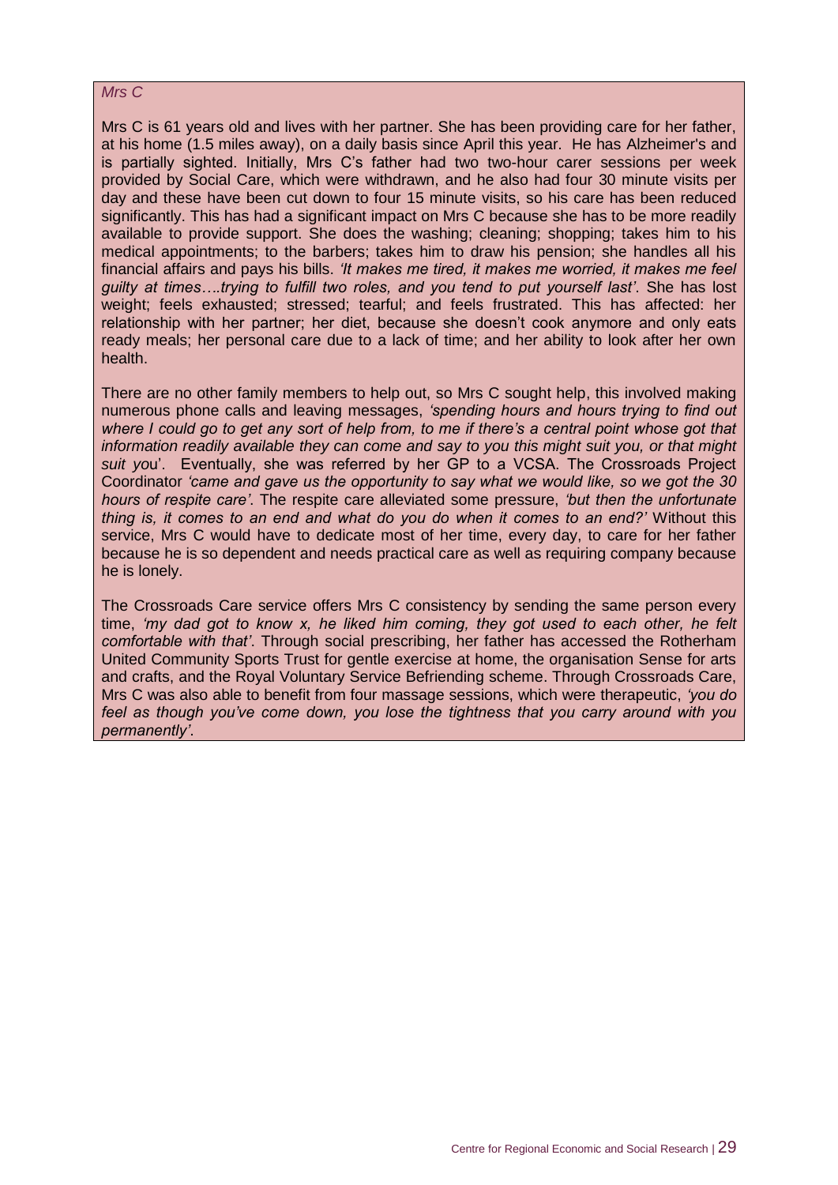*Mrs C*

Mrs C is 61 years old and lives with her partner. She has been providing care for her father, at his home (1.5 miles away), on a daily basis since April this year. He has Alzheimer's and is partially sighted. Initially, Mrs C's father had two two-hour carer sessions per week provided by Social Care, which were withdrawn, and he also had four 30 minute visits per day and these have been cut down to four 15 minute visits, so his care has been reduced significantly. This has had a significant impact on Mrs C because she has to be more readily available to provide support. She does the washing; cleaning; shopping; takes him to his medical appointments; to the barbers; takes him to draw his pension; she handles all his financial affairs and pays his bills. *'It makes me tired, it makes me worried, it makes me feel guilty at times….trying to fulfill two roles, and you tend to put yourself last'*. She has lost weight; feels exhausted; stressed; tearful; and feels frustrated. This has affected: her relationship with her partner; her diet, because she doesn't cook anymore and only eats ready meals; her personal care due to a lack of time; and her ability to look after her own health.

There are no other family members to help out, so Mrs C sought help, this involved making numerous phone calls and leaving messages, *'spending hours and hours trying to find out where I could go to get any sort of help from, to me if there's a central point whose got that information readily available they can come and say to you this might suit you, or that might suit you*'. Eventually, she was referred by her GP to a VCSA. The Crossroads Project Coordinator *'came and gave us the opportunity to say what we would like, so we got the 30 hours of respite care'*. The respite care alleviated some pressure, *'but then the unfortunate thing is, it comes to an end and what do you do when it comes to an end?'* Without this service, Mrs C would have to dedicate most of her time, every day, to care for her father because he is so dependent and needs practical care as well as requiring company because he is lonely.

The Crossroads Care service offers Mrs C consistency by sending the same person every time, *'my dad got to know x, he liked him coming, they got used to each other, he felt comfortable with that'*. Through social prescribing, her father has accessed the Rotherham United Community Sports Trust for gentle exercise at home, the organisation Sense for arts and crafts, and the Royal Voluntary Service Befriending scheme. Through Crossroads Care, Mrs C was also able to benefit from four massage sessions, which were therapeutic, *'you do feel as though you've come down, you lose the tightness that you carry around with you permanently'*.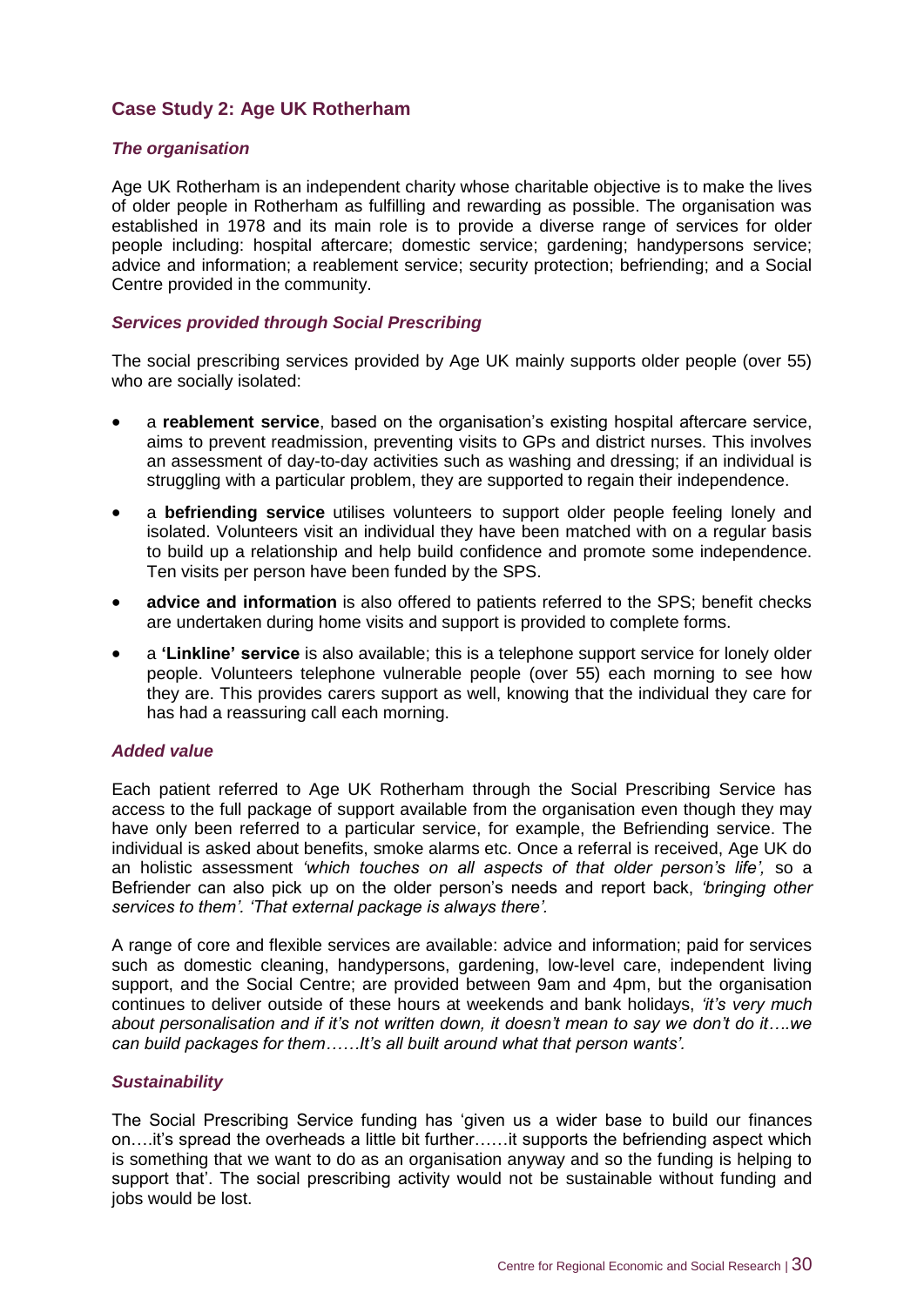## Case Study 2: Age UK Rotherham

### *The organisation*

Age UK Rotherham is an independent charity whose charitable objective is to make the lives of older people in Rotherham as fulfilling and rewarding as possible. The organisation was established in 1978 and its main role is to provide a diverse range of services for older people including: hospital aftercare; domestic service; gardening; handypersons service; advice and information; a reablement service; security protection; befriending; and a Social Centre provided in the community.

### *Services provided through Social Prescribing*

The social prescribing services provided by Age UK mainly supports older people (over 55) who are socially isolated:

- a **reablement service**, based on the organisation's existing hospital aftercare service, aims to prevent readmission, preventing visits to GPs and district nurses. This involves an assessment of day-to-day activities such as washing and dressing; if an individual is struggling with a particular problem, they are supported to regain their independence.
- a **befriending service** utilises volunteers to support older people feeling lonely and isolated. Volunteers visit an individual they have been matched with on a regular basis to build up a relationship and help build confidence and promote some independence. Ten visits per person have been funded by the SPS.
- **advice and information** is also offered to patients referred to the SPS; benefit checks are undertaken during home visits and support is provided to complete forms.
- a **'Linkline' service** is also available; this is a telephone support service for lonely older people. Volunteers telephone vulnerable people (over 55) each morning to see how they are. This provides carers support as well, knowing that the individual they care for has had a reassuring call each morning.

### *Added value*

Each patient referred to Age UK Rotherham through the Social Prescribing Service has access to the full package of support available from the organisation even though they may have only been referred to a particular service, for example, the Befriending service. The individual is asked about benefits, smoke alarms etc. Once a referral is received, Age UK do an holistic assessment *'which touches on all aspects of that older person's life',* so a Befriender can also pick up on the older person's needs and report back, *'bringing other services to them'. 'That external package is always there'.*

A range of core and flexible services are available: advice and information; paid for services such as domestic cleaning, handypersons, gardening, low-level care, independent living support, and the Social Centre; are provided between 9am and 4pm, but the organisation continues to deliver outside of these hours at weekends and bank holidays, *'it's very much about personalisation and if it's not written down, it doesn't mean to say we don't do it….we can build packages for them……It's all built around what that person wants'.*

### *Sustainability*

The Social Prescribing Service funding has 'given us a wider base to build our finances on….it's spread the overheads a little bit further……it supports the befriending aspect which is something that we want to do as an organisation anyway and so the funding is helping to support that'. The social prescribing activity would not be sustainable without funding and jobs would be lost.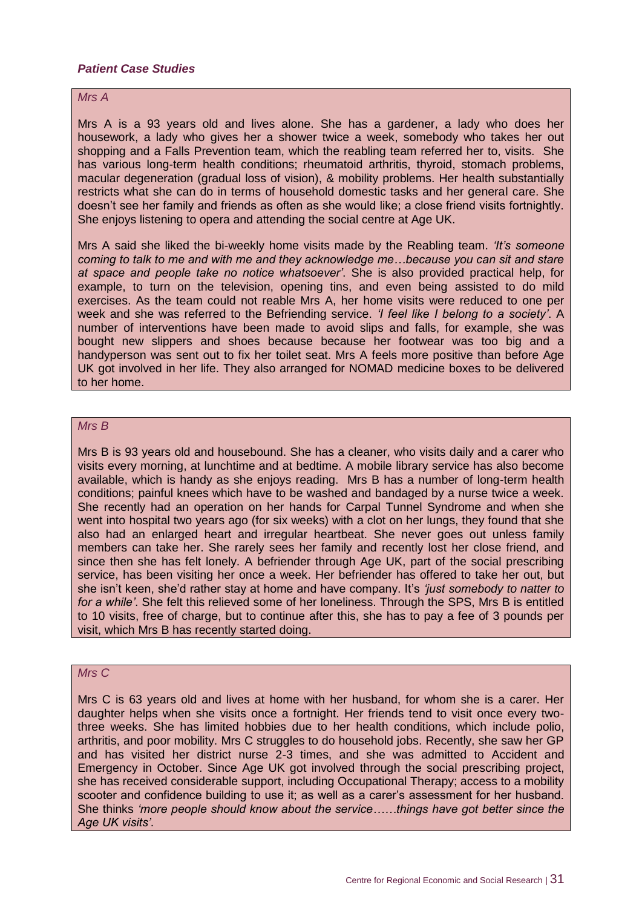***Patient Case Studies***

*Mrs A*

Mrs A is a 93 years old and lives alone. She has a gardener, a lady who does her housework, a lady who gives her a shower twice a week, somebody who takes her out shopping and a Falls Prevention team, which the reabling team referred her to, visits. She has various long-term health conditions; rheumatoid arthritis, thyroid, stomach problems, macular degeneration (gradual loss of vision), & mobility problems. Her health substantially restricts what she can do in terms of household domestic tasks and her general care. She doesn't see her family and friends as often as she would like; a close friend visits fortnightly. She enjoys listening to opera and attending the social centre at Age UK.

Mrs A said she liked the bi-weekly home visits made by the Reabling team. *'It's someone coming to talk to me and with me and they acknowledge me…because you can sit and stare at space and people take no notice whatsoever'*. She is also provided practical help, for example, to turn on the television, opening tins, and even being assisted to do mild exercises. As the team could not reable Mrs A, her home visits were reduced to one per week and she was referred to the Befriending service. *'I feel like I belong to a society'*. A number of interventions have been made to avoid slips and falls, for example, she was bought new slippers and shoes because because her footwear was too big and a handyperson was sent out to fix her toilet seat. Mrs A feels more positive than before Age UK got involved in her life. They also arranged for NOMAD medicine boxes to be delivered to her home.

*Mrs B*

Mrs B is 93 years old and housebound. She has a cleaner, who visits daily and a carer who visits every morning, at lunchtime and at bedtime. A mobile library service has also become available, which is handy as she enjoys reading. Mrs B has a number of long-term health conditions; painful knees which have to be washed and bandaged by a nurse twice a week. She recently had an operation on her hands for Carpal Tunnel Syndrome and when she went into hospital two years ago (for six weeks) with a clot on her lungs, they found that she also had an enlarged heart and irregular heartbeat. She never goes out unless family members can take her. She rarely sees her family and recently lost her close friend, and since then she has felt lonely. A befriender through Age UK, part of the social prescribing service, has been visiting her once a week. Her befriender has offered to take her out, but she isn't keen, she'd rather stay at home and have company. It's *'just somebody to natter to for a while'*. She felt this relieved some of her loneliness. Through the SPS, Mrs B is entitled to 10 visits, free of charge, but to continue after this, she has to pay a fee of 3 pounds per visit, which Mrs B has recently started doing.

*Mrs C*

Mrs C is 63 years old and lives at home with her husband, for whom she is a carer. Her daughter helps when she visits once a fortnight. Her friends tend to visit once every two-three weeks. She has limited hobbies due to her health conditions, which include polio, arthritis, and poor mobility. Mrs C struggles to do household jobs. Recently, she saw her GP and has visited her district nurse 2-3 times, and she was admitted to Accident and Emergency in October. Since Age UK got involved through the social prescribing project, she has received considerable support, including Occupational Therapy; access to a mobility scooter and confidence building to use it; as well as a carer's assessment for her husband. She thinks *'more people should know about the service……things have got better since the Age UK visits'*.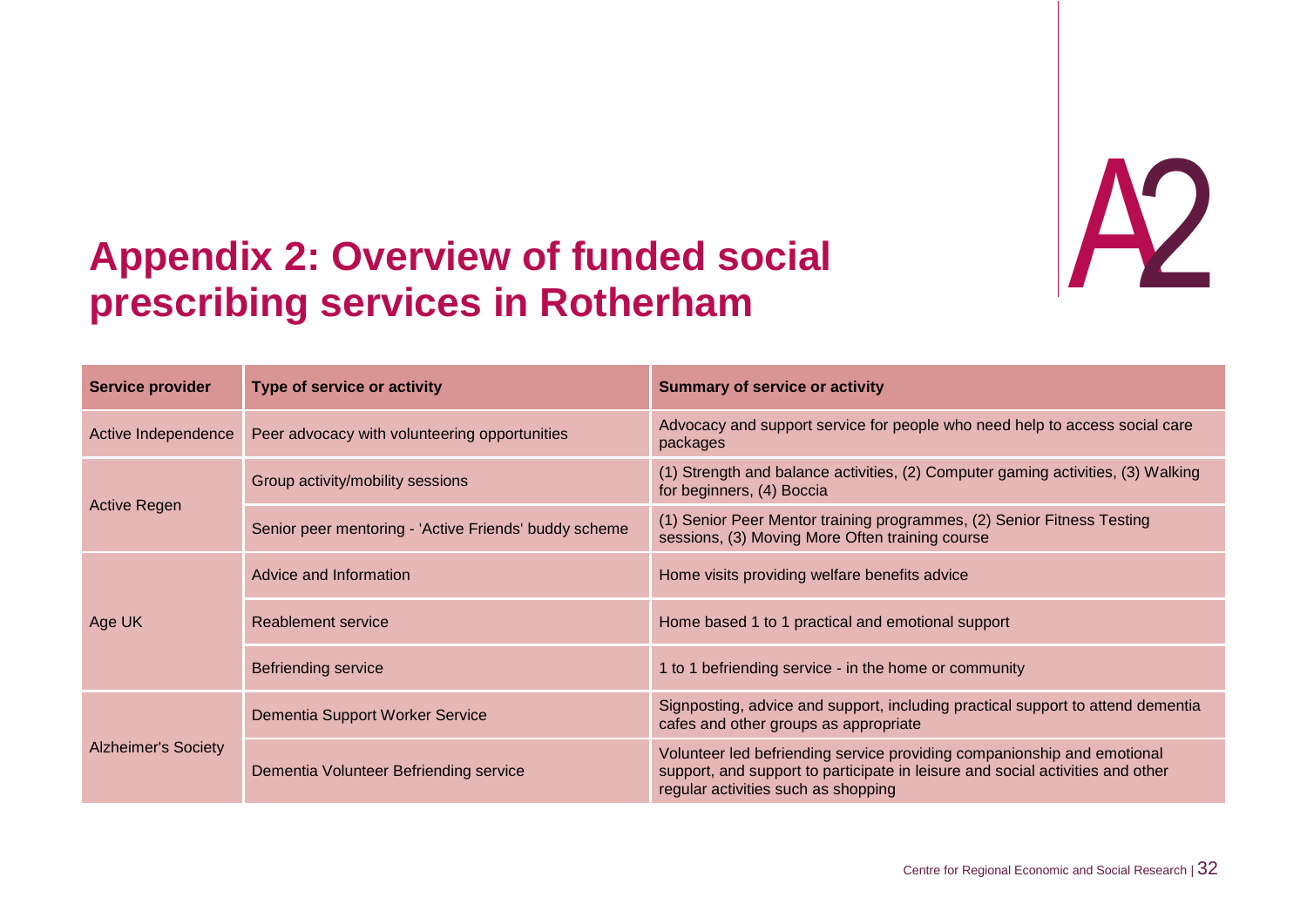# Appendix 2: Overview of funded social prescribing services in Rotherham

| Service provider | Type of service or activity | Summary of service or activity |
|---|---|---|
| Active Independence | Peer advocacy with volunteering opportunities | Advocacy and support service for people who need help to access social care packages |
| Active Regen | Group activity/mobility sessions | (1) Strength and balance activities, (2) Computer gaming activities, (3) Walking for beginners, (4) Boccia |
| | Senior peer mentoring - 'Active Friends' buddy scheme | (1) Senior Peer Mentor training programmes, (2) Senior Fitness Testing sessions, (3) Moving More Often training course |
| Age UK | Advice and Information | Home visits providing welfare benefits advice |
| | Reablement service | Home based 1 to 1 practical and emotional support |
| | Befriending service | 1 to 1 befriending service - in the home or community |
| Alzheimer's Society | Dementia Support Worker Service | Signposting, advice and support, including practical support to attend dementia cafes and other groups as appropriate |
| | Dementia Volunteer Befriending service | Volunteer led befriending service providing companionship and emotional support, and support to participate in leisure and social activities and other regular activities such as shopping |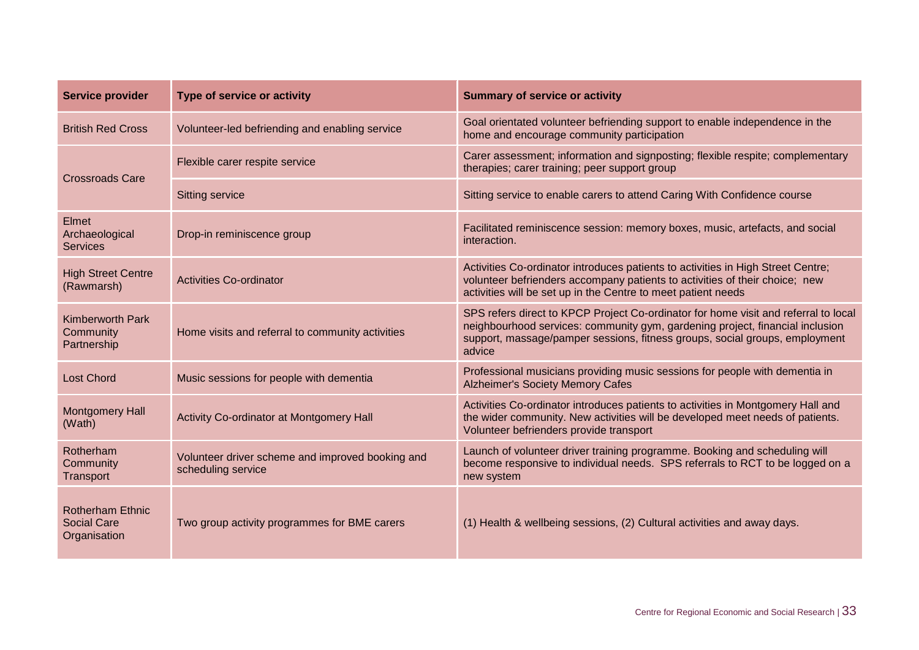| Service provider | Type of service or activity | Summary of service or activity |
|---|---|---|
| British Red Cross | Volunteer-led befriending and enabling service | Goal orientated volunteer befriending support to enable independence in the home and encourage community participation |
| Crossroads Care | Flexible carer respite service | Carer assessment; information and signposting; flexible respite; complementary therapies; carer training; peer support group |
| | Sitting service | Sitting service to enable carers to attend Caring With Confidence course |
| Elmet Archaeological Services | Drop-in reminiscence group | Facilitated reminiscence session: memory boxes, music, artefacts, and social interaction. |
| High Street Centre (Rawmarsh) | Activities Co-ordinator | Activities Co-ordinator introduces patients to activities in High Street Centre; volunteer befrienders accompany patients to activities of their choice; new activities will be set up in the Centre to meet patient needs |
| Kimberworth Park Community Partnership | Home visits and referral to community activities | SPS refers direct to KPCP Project Co-ordinator for home visit and referral to local neighbourhood services: community gym, gardening project, financial inclusion support, massage/pamper sessions, fitness groups, social groups, employment advice |
| Lost Chord | Music sessions for people with dementia | Professional musicians providing music sessions for people with dementia in Alzheimer's Society Memory Cafes |
| Montgomery Hall (Wath) | Activity Co-ordinator at Montgomery Hall | Activities Co-ordinator introduces patients to activities in Montgomery Hall and the wider community. New activities will be developed meet needs of patients. Volunteer befrienders provide transport |
| Rotherham Community Transport | Volunteer driver scheme and improved booking and scheduling service | Launch of volunteer driver training programme. Booking and scheduling will become responsive to individual needs. SPS referrals to RCT to be logged on a new system |
| Rotherham Ethnic Social Care Organisation | Two group activity programmes for BME carers | (1) Health & wellbeing sessions, (2) Cultural activities and away days. |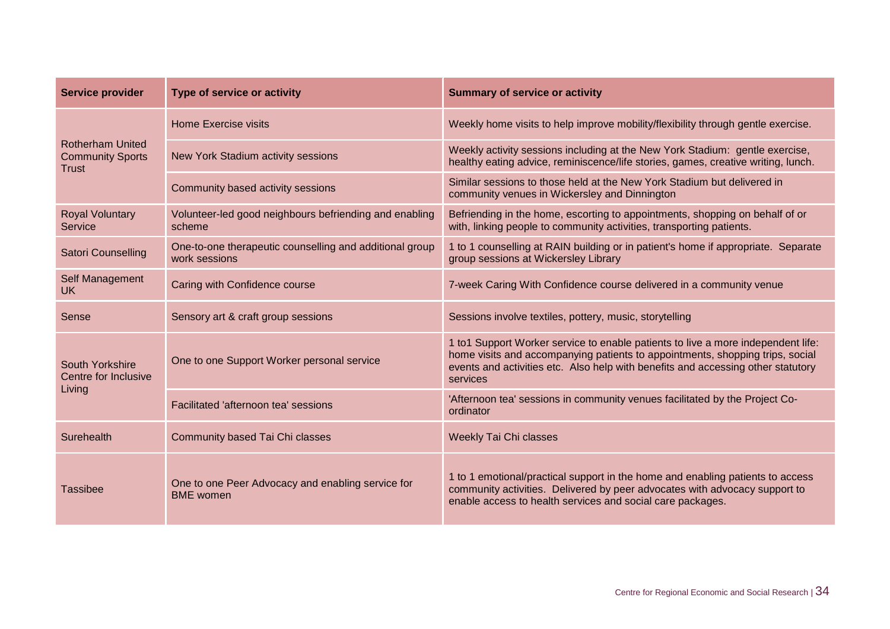| Service provider | Type of service or activity | Summary of service or activity |
| --- | --- | --- |
| Rotherham United Community Sports Trust | Home Exercise visits | Weekly home visits to help improve mobility/flexibility through gentle exercise. |
| | New York Stadium activity sessions | Weekly activity sessions including at the New York Stadium: gentle exercise, healthy eating advice, reminiscence/life stories, games, creative writing, lunch. |
| | Community based activity sessions | Similar sessions to those held at the New York Stadium but delivered in community venues in Wickersley and Dinnington |
| Royal Voluntary Service | Volunteer-led good neighbours befriending and enabling scheme | Befriending in the home, escorting to appointments, shopping on behalf of or with, linking people to community activities, transporting patients. |
| Satori Counselling | One-to-one therapeutic counselling and additional group work sessions | 1 to 1 counselling at RAIN building or in patient's home if appropriate. Separate group sessions at Wickersley Library |
| Self Management UK | Caring with Confidence course | 7-week Caring With Confidence course delivered in a community venue |
| Sense | Sensory art & craft group sessions | Sessions involve textiles, pottery, music, storytelling |
| South Yorkshire Centre for Inclusive Living | One to one Support Worker personal service | 1 to1 Support Worker service to enable patients to live a more independent life: home visits and accompanying patients to appointments, shopping trips, social events and activities etc. Also help with benefits and accessing other statutory services |
| | Facilitated 'afternoon tea' sessions | 'Afternoon tea' sessions in community venues facilitated by the Project Co-ordinator |
| Surehealth | Community based Tai Chi classes | Weekly Tai Chi classes |
| Tassibee | One to one Peer Advocacy and enabling service for BME women | 1 to 1 emotional/practical support in the home and enabling patients to access community activities. Delivered by peer advocates with advocacy support to enable access to health services and social care packages. |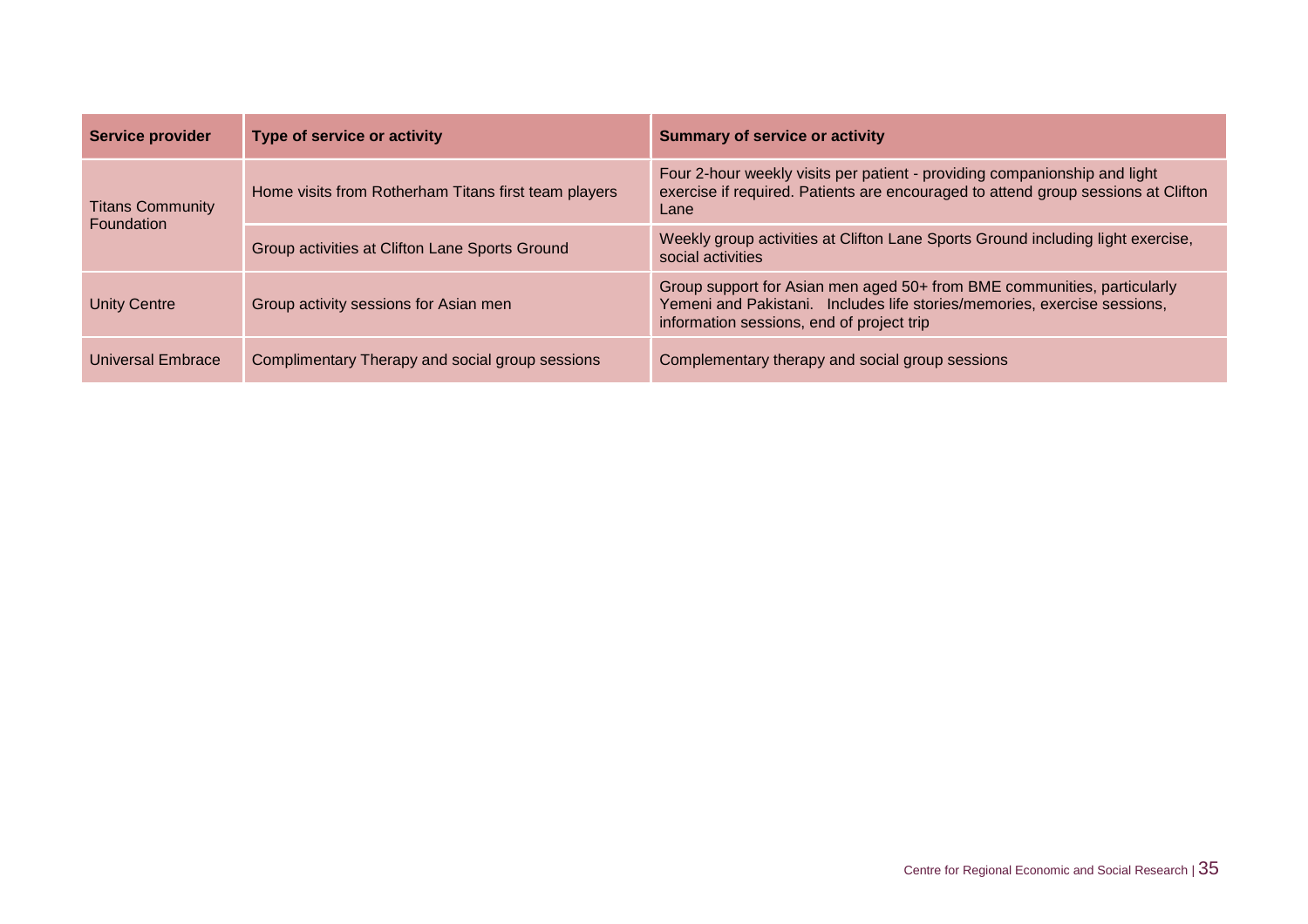| Service provider | Type of service or activity | Summary of service or activity |
|---|---|---|
| Titans Community Foundation | Home visits from Rotherham Titans first team players | Four 2-hour weekly visits per patient - providing companionship and light exercise if required. Patients are encouraged to attend group sessions at Clifton Lane |
| | Group activities at Clifton Lane Sports Ground | Weekly group activities at Clifton Lane Sports Ground including light exercise, social activities |
| Unity Centre | Group activity sessions for Asian men | Group support for Asian men aged 50+ from BME communities, particularly Yemeni and Pakistani. Includes life stories/memories, exercise sessions, information sessions, end of project trip |
| Universal Embrace | Complimentary Therapy and social group sessions | Complementary therapy and social group sessions |